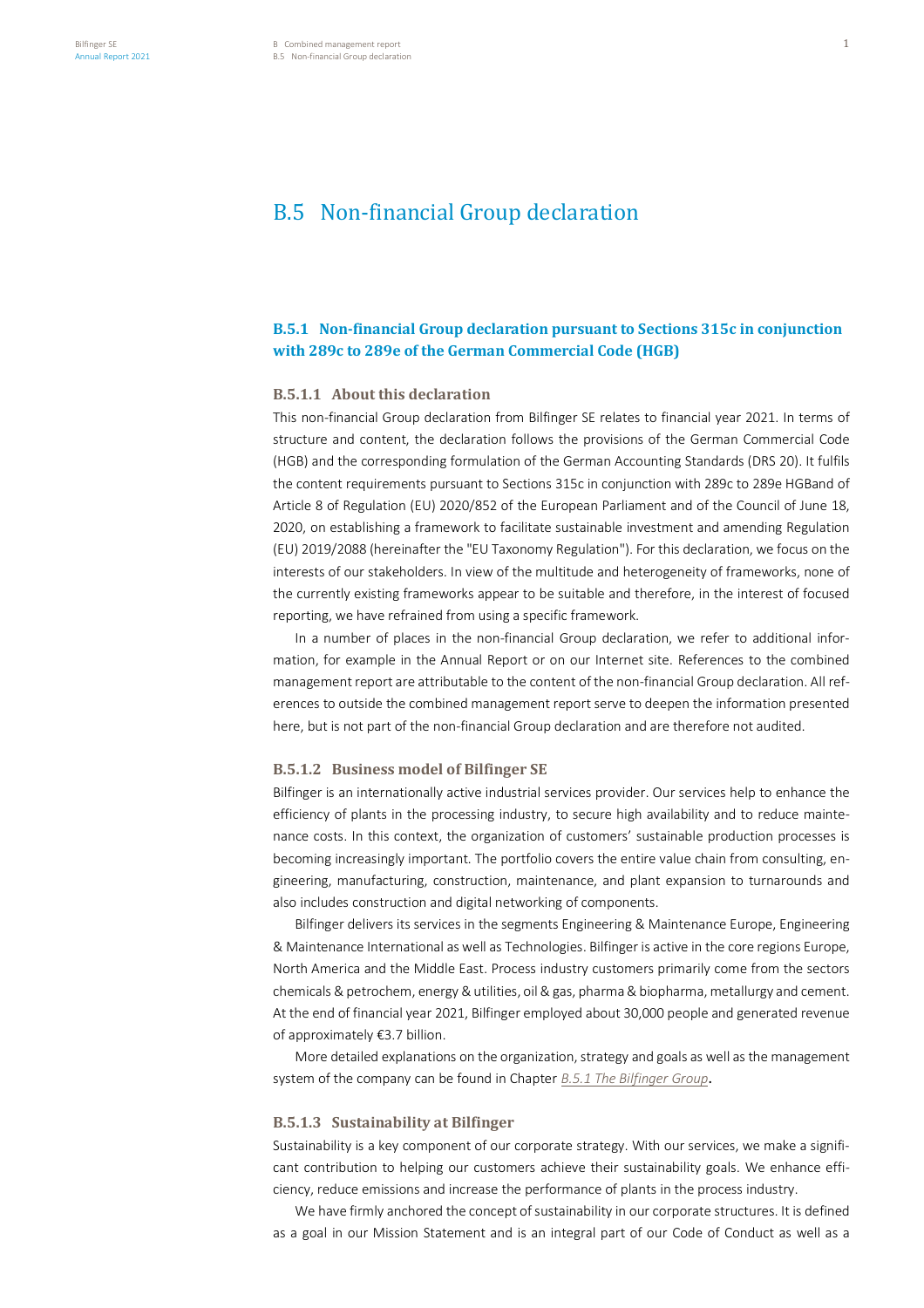# B.5 Non-financial Group declaration

## B.5.1 Non-financial Group declaration pursuant to Sections 315c in conjunction with 289c to 289e of the German Commercial Code (HGB)

### B.5.1.1 About this declaration

This non-financial Group declaration from Bilfinger SE relates to financial year 2021. In terms of structure and content, the declaration follows the provisions of the German Commercial Code (HGB) and the corresponding formulation of the German Accounting Standards (DRS 20). It fulfils the content requirements pursuant to Sections 315c in conjunction with 289c to 289e HGBand of Article 8 of Regulation (EU) 2020/852 of the European Parliament and of the Council of June 18, 2020, on establishing a framework to facilitate sustainable investment and amending Regulation (EU) 2019/2088 (hereinafter the "EU Taxonomy Regulation"). For this declaration, we focus on the interests of our stakeholders. In view of the multitude and heterogeneity of frameworks, none of the currently existing frameworks appear to be suitable and therefore, in the interest of focused reporting, we have refrained from using a specific framework.

In a number of places in the non-financial Group declaration, we refer to additional information, for example in the Annual Report or on our Internet site. References to the combined management report are attributable to the content of the non-financial Group declaration. All references to outside the combined management report serve to deepen the information presented here, but is not part of the non-financial Group declaration and are therefore not audited.

### B.5.1.2 Business model of Bilfinger SE

Bilfinger is an internationally active industrial services provider. Our services help to enhance the efficiency of plants in the processing industry, to secure high availability and to reduce maintenance costs. In this context, the organization of customers' sustainable production processes is becoming increasingly important. The portfolio covers the entire value chain from consulting, engineering, manufacturing, construction, maintenance, and plant expansion to turnarounds and also includes construction and digital networking of components.

Bilfinger delivers its services in the segments Engineering & Maintenance Europe, Engineering & Maintenance International as well as Technologies. Bilfinger is active in the core regions Europe, North America and the Middle East. Process industry customers primarily come from the sectors chemicals & petrochem, energy & utilities, oil & gas, pharma & biopharma, metallurgy and cement. At the end of financial year 2021, Bilfinger employed about 30,000 people and generated revenue of approximately €3.7 billion.

More detailed explanations on the organization, strategy and goals as well as the management system of the company can be found in Chapter *B.5.1 The Bilfinger Group*.

### B.5.1.3 Sustainability at Bilfinger

Sustainability is a key component of our corporate strategy. With our services, we make a significant contribution to helping our customers achieve their sustainability goals. We enhance efficiency, reduce emissions and increase the performance of plants in the process industry.

We have firmly anchored the concept of sustainability in our corporate structures. It is defined as a goal in our Mission Statement and is an integral part of our Code of Conduct as well as a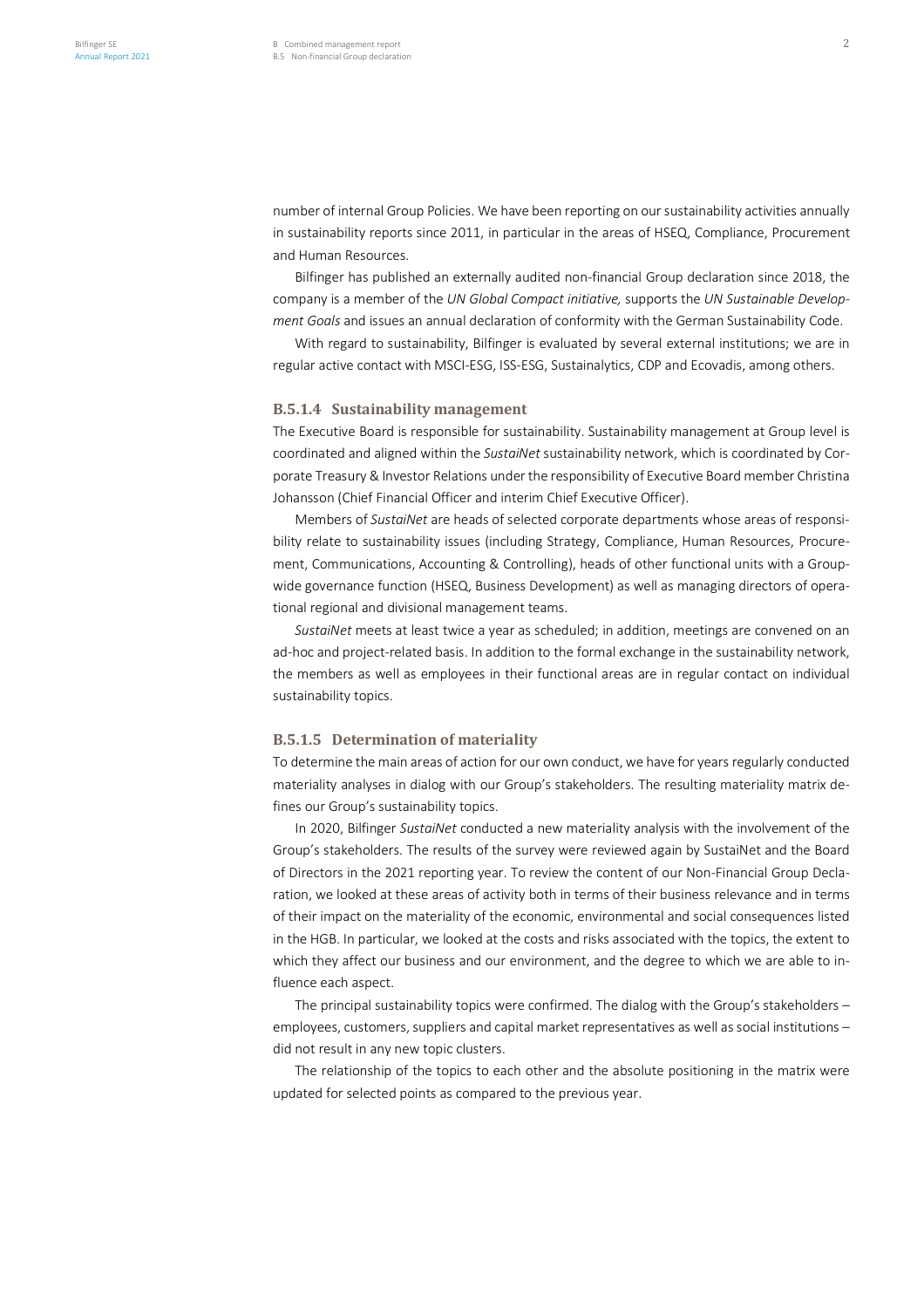number of internal Group Policies. We have been reporting on our sustainability activities annually in sustainability reports since 2011, in particular in the areas of HSEQ, Compliance, Procurement and Human Resources.

Bilfinger has published an externally audited non-financial Group declaration since 2018, the company is a member of the *UN Global Compact initiative,* supports the *UN Sustainable Development Goals* and issues an annual declaration of conformity with the German Sustainability Code.

With regard to sustainability, Bilfinger is evaluated by several external institutions; we are in regular active contact with MSCI-ESG, ISS-ESG, Sustainalytics, CDP and Ecovadis, among others.

### B.5.1.4 Sustainability management

The Executive Board is responsible for sustainability. Sustainability management at Group level is coordinated and aligned within the *SustaiNet* sustainability network, which is coordinated by Corporate Treasury & Investor Relations under the responsibility of Executive Board member Christina Johansson (Chief Financial Officer and interim Chief Executive Officer).

Members of *SustaiNet* are heads of selected corporate departments whose areas of responsibility relate to sustainability issues (including Strategy, Compliance, Human Resources, Procurement, Communications, Accounting & Controlling), heads of other functional units with a Group-wide governance function (HSEQ, Business Development) as well as managing directors of operational regional and divisional management teams.

*SustaiNet* meets at least twice a year as scheduled; in addition, meetings are convened on an ad-hoc and project-related basis. In addition to the formal exchange in the sustainability network, the members as well as employees in their functional areas are in regular contact on individual sustainability topics.

### B.5.1.5 Determination of materiality

To determine the main areas of action for our own conduct, we have for years regularly conducted materiality analyses in dialog with our Group's stakeholders. The resulting materiality matrix defines our Group's sustainability topics.

In 2020, Bilfinger *SustaiNet* conducted a new materiality analysis with the involvement of the Group's stakeholders. The results of the survey were reviewed again by SustaiNet and the Board of Directors in the 2021 reporting year. To review the content of our Non-Financial Group Declaration, we looked at these areas of activity both in terms of their business relevance and in terms of their impact on the materiality of the economic, environmental and social consequences listed in the HGB. In particular, we looked at the costs and risks associated with the topics, the extent to which they affect our business and our environment, and the degree to which we are able to influence each aspect.

The principal sustainability topics were confirmed. The dialog with the Group's stakeholders – employees, customers, suppliers and capital market representatives as well as social institutions – did not result in any new topic clusters.

The relationship of the topics to each other and the absolute positioning in the matrix were updated for selected points as compared to the previous year.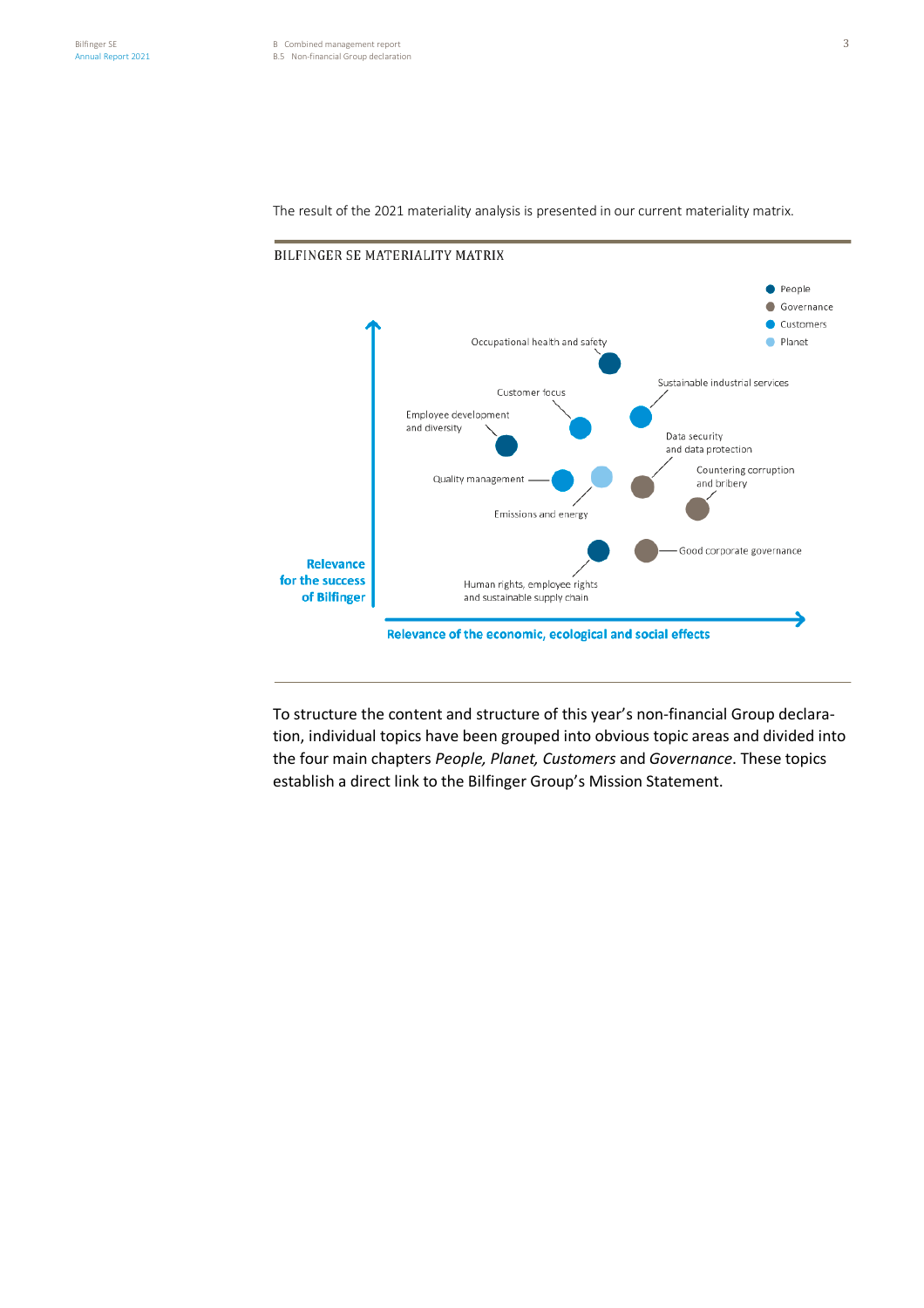The result of the 2021 materiality analysis is presented in our current materiality matrix.

BILFINGER SE MATERIALITY MATRIX

People
Governance
Customers
Planet

Occupational health and safety
Sustainable industrial services
Customer focus
Employee development and diversity
Data security and data protection
Countering corruption and bribery
Quality management
Emissions and energy
Good corporate governance
Human rights, employee rights and sustainable supply chain

Relevance for the success of Bilfinger

Relevance of the economic, ecological and social effects

To structure the content and structure of this year's non-financial Group declaration, individual topics have been grouped into obvious topic areas and divided into the four main chapters *People, Planet, Customers* and *Governance*. These topics establish a direct link to the Bilfinger Group's Mission Statement.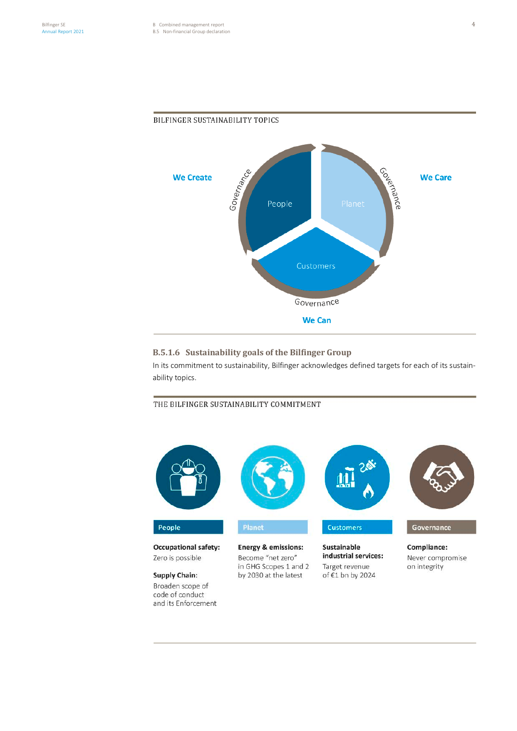BILFINGER SUSTAINABILITY TOPICS

We Create

We Care

People

Planet

Customers

Governance

Governance

Governance

We Can

### B.5.1.6 Sustainability goals of the Bilfinger Group

In its commitment to sustainability, Bilfinger acknowledges defined targets for each of its sustainability topics.

THE BILFINGER SUSTAINABILITY COMMITMENT

People

**Occupational safety:**
Zero is possible

**Supply Chain:**
Broaden scope of code of conduct and its Enforcement

Planet

**Energy & emissions:**
Become "net zero" in GHG Scopes 1 and 2 by 2030 at the latest

Customers

**Sustainable industrial services:**
Target revenue of €1 bn by 2024

Governance

**Compliance:**
Never compromise on integrity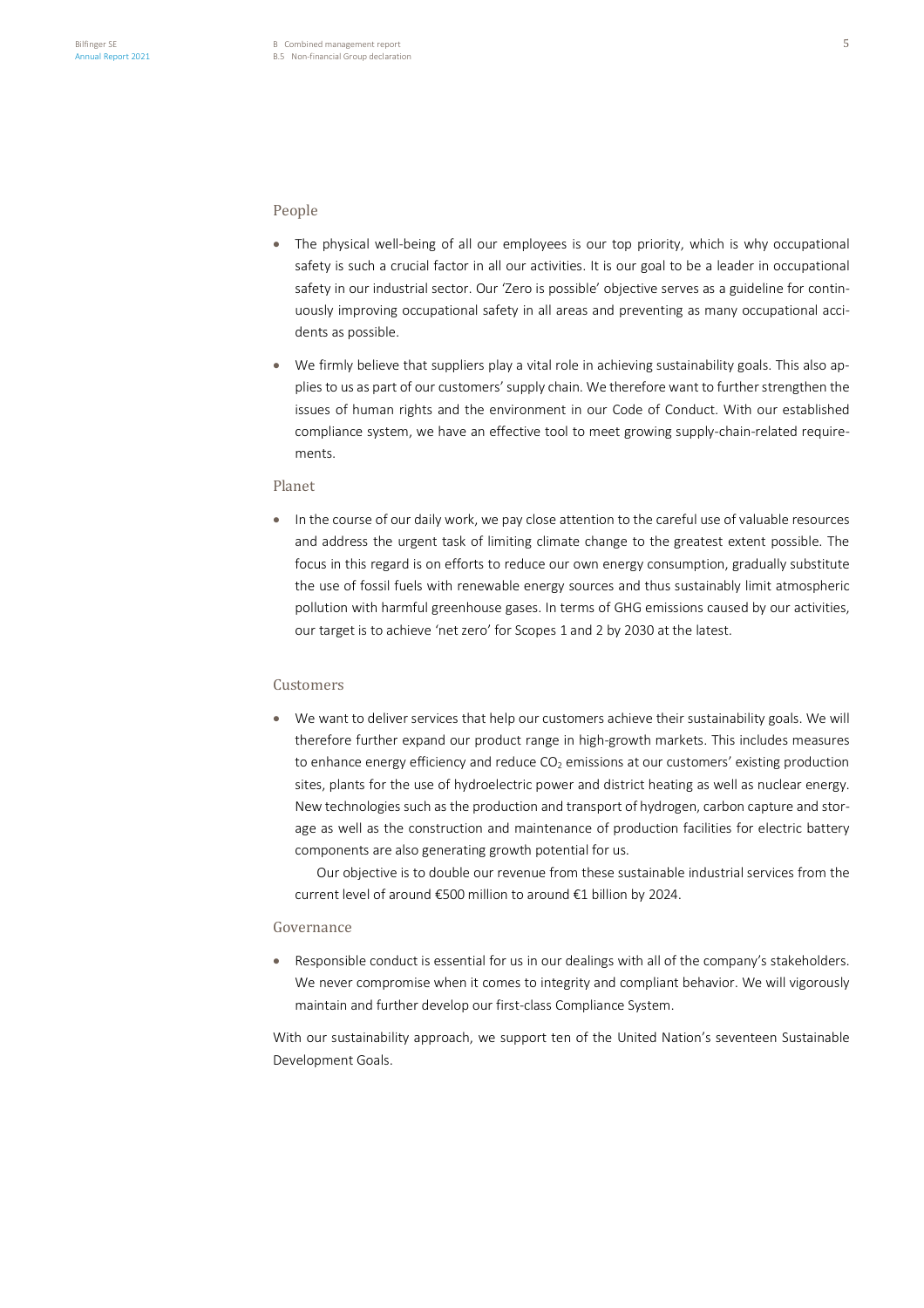### People

- The physical well-being of all our employees is our top priority, which is why occupational safety is such a crucial factor in all our activities. It is our goal to be a leader in occupational safety in our industrial sector. Our 'Zero is possible' objective serves as a guideline for continuously improving occupational safety in all areas and preventing as many occupational accidents as possible.
- We firmly believe that suppliers play a vital role in achieving sustainability goals. This also applies to us as part of our customers' supply chain. We therefore want to further strengthen the issues of human rights and the environment in our Code of Conduct. With our established compliance system, we have an effective tool to meet growing supply-chain-related requirements.

### Planet

- In the course of our daily work, we pay close attention to the careful use of valuable resources and address the urgent task of limiting climate change to the greatest extent possible. The focus in this regard is on efforts to reduce our own energy consumption, gradually substitute the use of fossil fuels with renewable energy sources and thus sustainably limit atmospheric pollution with harmful greenhouse gases. In terms of GHG emissions caused by our activities, our target is to achieve 'net zero' for Scopes 1 and 2 by 2030 at the latest.

### Customers

- We want to deliver services that help our customers achieve their sustainability goals. We will therefore further expand our product range in high-growth markets. This includes measures to enhance energy efficiency and reduce $CO_2$ emissions at our customers' existing production sites, plants for the use of hydroelectric power and district heating as well as nuclear energy. New technologies such as the production and transport of hydrogen, carbon capture and storage as well as the construction and maintenance of production facilities for electric battery components are also generating growth potential for us.

  Our objective is to double our revenue from these sustainable industrial services from the current level of around €500 million to around €1 billion by 2024.

### Governance

- Responsible conduct is essential for us in our dealings with all of the company's stakeholders. We never compromise when it comes to integrity and compliant behavior. We will vigorously maintain and further develop our first-class Compliance System.

With our sustainability approach, we support ten of the United Nation's seventeen Sustainable Development Goals.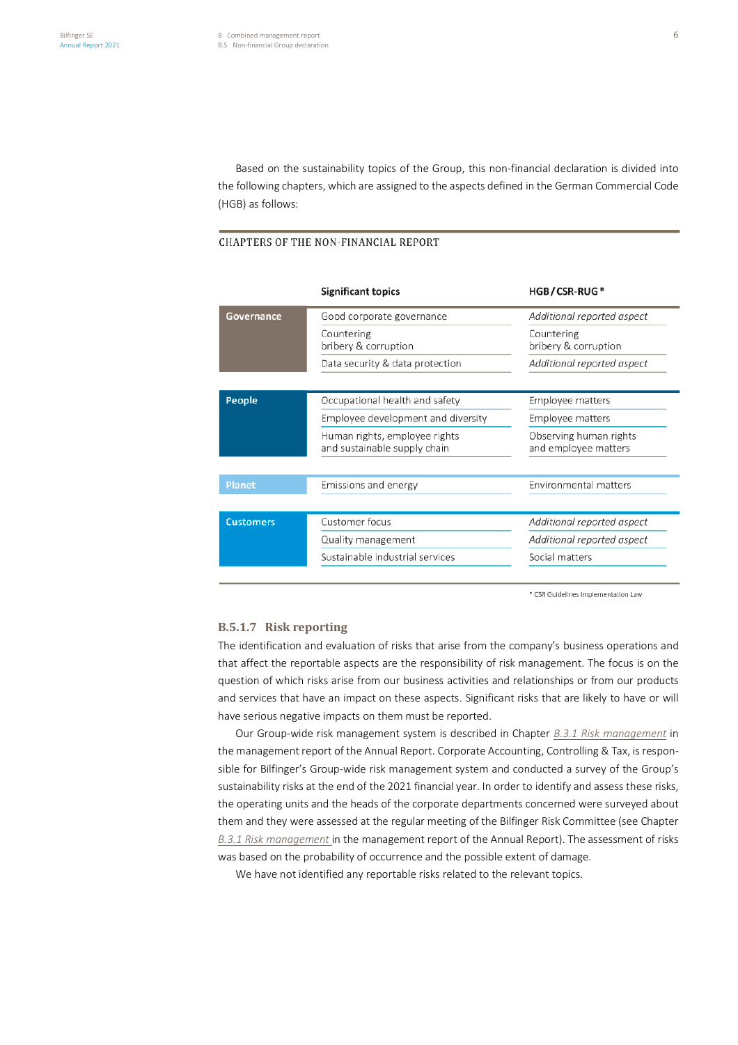Based on the sustainability topics of the Group, this non-financial declaration is divided into the following chapters, which are assigned to the aspects defined in the German Commercial Code (HGB) as follows:

CHAPTERS OF THE NON-FINANCIAL REPORT

| | Significant topics | HGB / CSR-RUG * |
|---|---|---|
| Governance | Good corporate governance | *Additional reported aspect* |
| | Countering bribery & corruption | Countering bribery & corruption |
| | Data security & data protection | *Additional reported aspect* |
| People | Occupational health and safety | Employee matters |
| | Employee development and diversity | Employee matters |
| | Human rights, employee rights and sustainable supply chain | Observing human rights and employee matters |
| Planet | Emissions and energy | Environmental matters |
| Customers | Customer focus | *Additional reported aspect* |
| | Quality management | *Additional reported aspect* |
| | Sustainable industrial services | Social matters |

\* CSR Guidelines Implementation Law

### B.5.1.7 Risk reporting

The identification and evaluation of risks that arise from the company's business operations and that affect the reportable aspects are the responsibility of risk management. The focus is on the question of which risks arise from our business activities and relationships or from our products and services that have an impact on these aspects. Significant risks that are likely to have or will have serious negative impacts on them must be reported.

Our Group-wide risk management system is described in Chapter *B.3.1 Risk management* in the management report of the Annual Report. Corporate Accounting, Controlling & Tax, is responsible for Bilfinger's Group-wide risk management system and conducted a survey of the Group's sustainability risks at the end of the 2021 financial year. In order to identify and assess these risks, the operating units and the heads of the corporate departments concerned were surveyed about them and they were assessed at the regular meeting of the Bilfinger Risk Committee (see Chapter *B.3.1 Risk management* in the management report of the Annual Report). The assessment of risks was based on the probability of occurrence and the possible extent of damage.

We have not identified any reportable risks related to the relevant topics.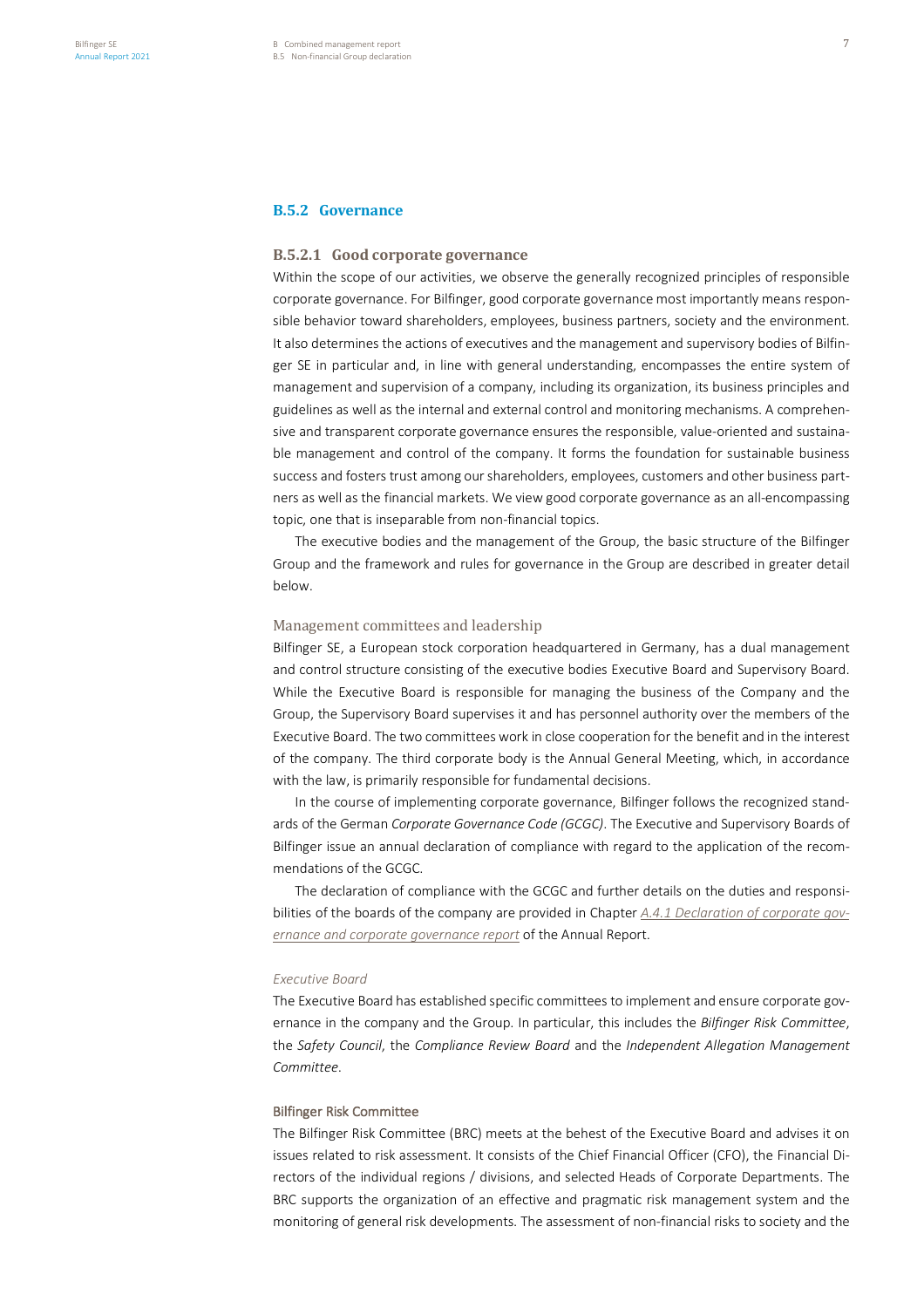## B.5.2 Governance

### B.5.2.1 Good corporate governance

Within the scope of our activities, we observe the generally recognized principles of responsible corporate governance. For Bilfinger, good corporate governance most importantly means responsible behavior toward shareholders, employees, business partners, society and the environment. It also determines the actions of executives and the management and supervisory bodies of Bilfinger SE in particular and, in line with general understanding, encompasses the entire system of management and supervision of a company, including its organization, its business principles and guidelines as well as the internal and external control and monitoring mechanisms. A comprehensive and transparent corporate governance ensures the responsible, value-oriented and sustainable management and control of the company. It forms the foundation for sustainable business success and fosters trust among our shareholders, employees, customers and other business partners as well as the financial markets. We view good corporate governance as an all-encompassing topic, one that is inseparable from non-financial topics.

The executive bodies and the management of the Group, the basic structure of the Bilfinger Group and the framework and rules for governance in the Group are described in greater detail below.

#### Management committees and leadership

Bilfinger SE, a European stock corporation headquartered in Germany, has a dual management and control structure consisting of the executive bodies Executive Board and Supervisory Board. While the Executive Board is responsible for managing the business of the Company and the Group, the Supervisory Board supervises it and has personnel authority over the members of the Executive Board. The two committees work in close cooperation for the benefit and in the interest of the company. The third corporate body is the Annual General Meeting, which, in accordance with the law, is primarily responsible for fundamental decisions.

In the course of implementing corporate governance, Bilfinger follows the recognized standards of the German *Corporate Governance Code (GCGC)*. The Executive and Supervisory Boards of Bilfinger issue an annual declaration of compliance with regard to the application of the recommendations of the GCGC.

The declaration of compliance with the GCGC and further details on the duties and responsibilities of the boards of the company are provided in Chapter *A.4.1 Declaration of corporate governance and corporate governance report* of the Annual Report.

*Executive Board*

The Executive Board has established specific committees to implement and ensure corporate governance in the company and the Group. In particular, this includes the *Bilfinger Risk Committee*, the *Safety Council*, the *Compliance Review Board* and the *Independent Allegation Management Committee*.

#### Bilfinger Risk Committee

The Bilfinger Risk Committee (BRC) meets at the behest of the Executive Board and advises it on issues related to risk assessment. It consists of the Chief Financial Officer (CFO), the Financial Directors of the individual regions / divisions, and selected Heads of Corporate Departments. The BRC supports the organization of an effective and pragmatic risk management system and the monitoring of general risk developments. The assessment of non-financial risks to society and the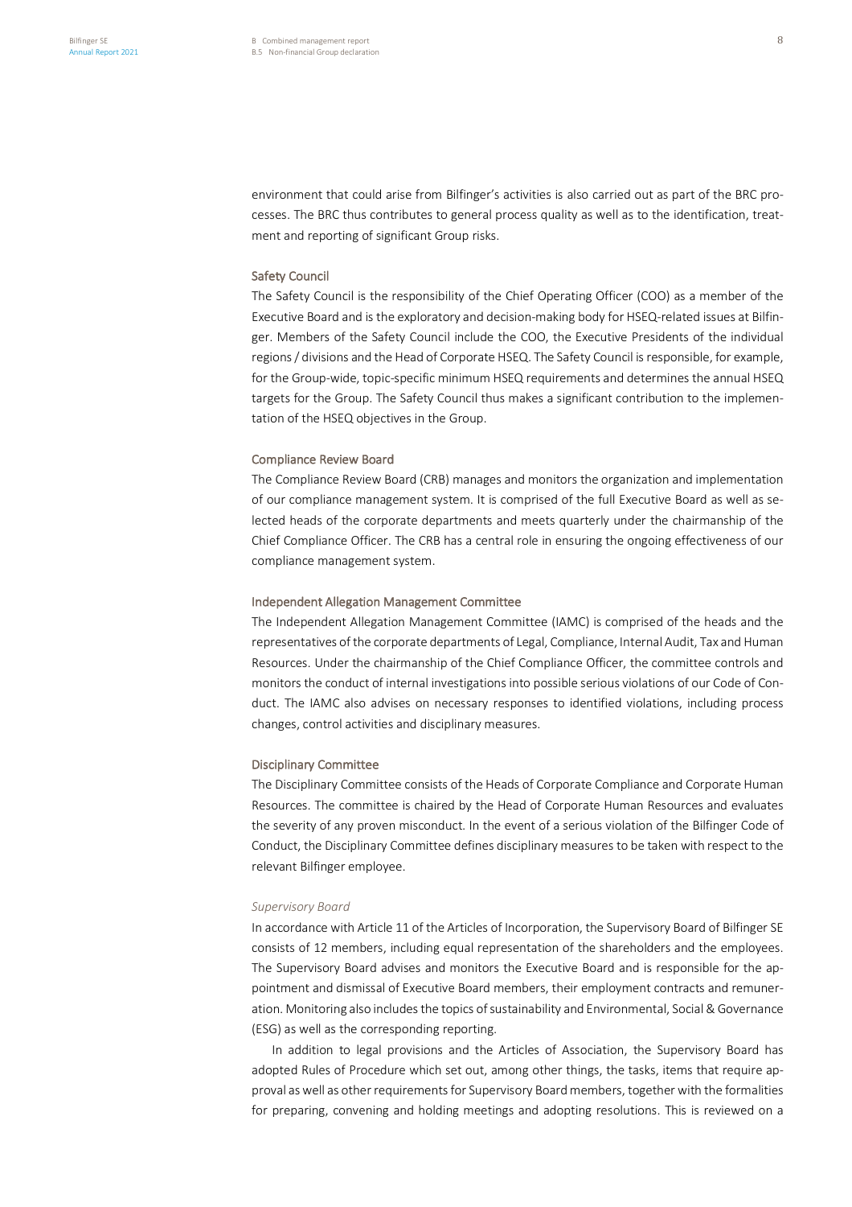environment that could arise from Bilfinger's activities is also carried out as part of the BRC processes. The BRC thus contributes to general process quality as well as to the identification, treatment and reporting of significant Group risks.

#### Safety Council

The Safety Council is the responsibility of the Chief Operating Officer (COO) as a member of the Executive Board and is the exploratory and decision-making body for HSEQ-related issues at Bilfinger. Members of the Safety Council include the COO, the Executive Presidents of the individual regions / divisions and the Head of Corporate HSEQ. The Safety Council is responsible, for example, for the Group-wide, topic-specific minimum HSEQ requirements and determines the annual HSEQ targets for the Group. The Safety Council thus makes a significant contribution to the implementation of the HSEQ objectives in the Group.

#### Compliance Review Board

The Compliance Review Board (CRB) manages and monitors the organization and implementation of our compliance management system. It is comprised of the full Executive Board as well as selected heads of the corporate departments and meets quarterly under the chairmanship of the Chief Compliance Officer. The CRB has a central role in ensuring the ongoing effectiveness of our compliance management system.

#### Independent Allegation Management Committee

The Independent Allegation Management Committee (IAMC) is comprised of the heads and the representatives of the corporate departments of Legal, Compliance, Internal Audit, Tax and Human Resources. Under the chairmanship of the Chief Compliance Officer, the committee controls and monitors the conduct of internal investigations into possible serious violations of our Code of Conduct. The IAMC also advises on necessary responses to identified violations, including process changes, control activities and disciplinary measures.

#### Disciplinary Committee

The Disciplinary Committee consists of the Heads of Corporate Compliance and Corporate Human Resources. The committee is chaired by the Head of Corporate Human Resources and evaluates the severity of any proven misconduct. In the event of a serious violation of the Bilfinger Code of Conduct, the Disciplinary Committee defines disciplinary measures to be taken with respect to the relevant Bilfinger employee.

*Supervisory Board*

In accordance with Article 11 of the Articles of Incorporation, the Supervisory Board of Bilfinger SE consists of 12 members, including equal representation of the shareholders and the employees. The Supervisory Board advises and monitors the Executive Board and is responsible for the appointment and dismissal of Executive Board members, their employment contracts and remuneration. Monitoring also includes the topics of sustainability and Environmental, Social & Governance (ESG) as well as the corresponding reporting.

In addition to legal provisions and the Articles of Association, the Supervisory Board has adopted Rules of Procedure which set out, among other things, the tasks, items that require approval as well as other requirements for Supervisory Board members, together with the formalities for preparing, convening and holding meetings and adopting resolutions. This is reviewed on a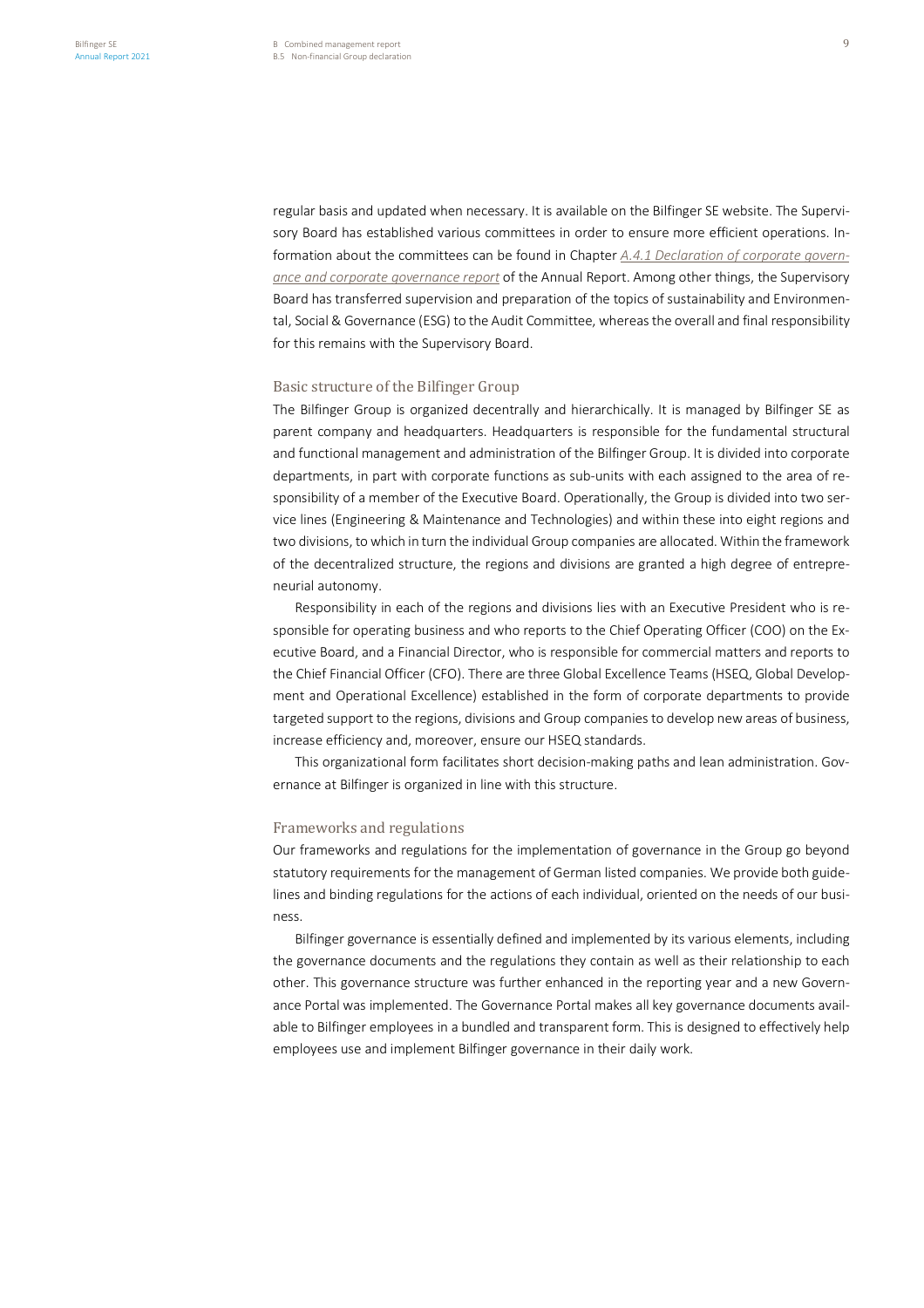regular basis and updated when necessary. It is available on the Bilfinger SE website. The Supervisory Board has established various committees in order to ensure more efficient operations. Information about the committees can be found in Chapter *A.4.1 Declaration of corporate governance and corporate governance report* of the Annual Report. Among other things, the Supervisory Board has transferred supervision and preparation of the topics of sustainability and Environmental, Social & Governance (ESG) to the Audit Committee, whereas the overall and final responsibility for this remains with the Supervisory Board.

### Basic structure of the Bilfinger Group

The Bilfinger Group is organized decentrally and hierarchically. It is managed by Bilfinger SE as parent company and headquarters. Headquarters is responsible for the fundamental structural and functional management and administration of the Bilfinger Group. It is divided into corporate departments, in part with corporate functions as sub-units with each assigned to the area of responsibility of a member of the Executive Board. Operationally, the Group is divided into two service lines (Engineering & Maintenance and Technologies) and within these into eight regions and two divisions, to which in turn the individual Group companies are allocated. Within the framework of the decentralized structure, the regions and divisions are granted a high degree of entrepreneurial autonomy.

Responsibility in each of the regions and divisions lies with an Executive President who is responsible for operating business and who reports to the Chief Operating Officer (COO) on the Executive Board, and a Financial Director, who is responsible for commercial matters and reports to the Chief Financial Officer (CFO). There are three Global Excellence Teams (HSEQ, Global Development and Operational Excellence) established in the form of corporate departments to provide targeted support to the regions, divisions and Group companies to develop new areas of business, increase efficiency and, moreover, ensure our HSEQ standards.

This organizational form facilitates short decision-making paths and lean administration. Governance at Bilfinger is organized in line with this structure.

### Frameworks and regulations

Our frameworks and regulations for the implementation of governance in the Group go beyond statutory requirements for the management of German listed companies. We provide both guidelines and binding regulations for the actions of each individual, oriented on the needs of our business.

Bilfinger governance is essentially defined and implemented by its various elements, including the governance documents and the regulations they contain as well as their relationship to each other. This governance structure was further enhanced in the reporting year and a new Governance Portal was implemented. The Governance Portal makes all key governance documents available to Bilfinger employees in a bundled and transparent form. This is designed to effectively help employees use and implement Bilfinger governance in their daily work.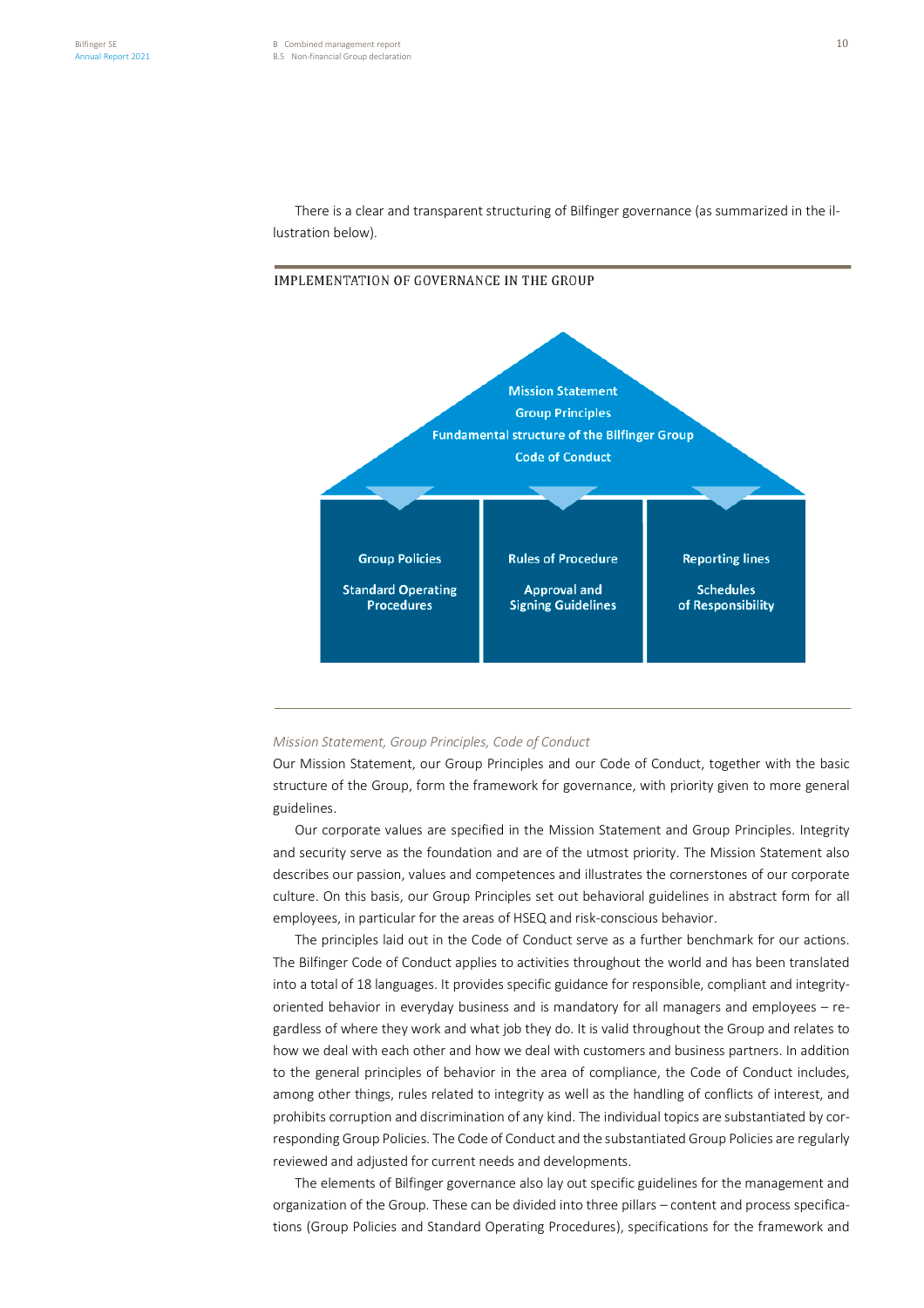There is a clear and transparent structuring of Bilfinger governance (as summarized in the illustration below).

IMPLEMENTATION OF GOVERNANCE IN THE GROUP

Mission Statement
Group Principles
Fundamental structure of the Bilfinger Group
Code of Conduct

Group Policies
Standard Operating Procedures

Rules of Procedure
Approval and Signing Guidelines

Reporting lines
Schedules of Responsibility

*Mission Statement, Group Principles, Code of Conduct*

Our Mission Statement, our Group Principles and our Code of Conduct, together with the basic structure of the Group, form the framework for governance, with priority given to more general guidelines.

Our corporate values are specified in the Mission Statement and Group Principles. Integrity and security serve as the foundation and are of the utmost priority. The Mission Statement also describes our passion, values and competences and illustrates the cornerstones of our corporate culture. On this basis, our Group Principles set out behavioral guidelines in abstract form for all employees, in particular for the areas of HSEQ and risk-conscious behavior.

The principles laid out in the Code of Conduct serve as a further benchmark for our actions. The Bilfinger Code of Conduct applies to activities throughout the world and has been translated into a total of 18 languages. It provides specific guidance for responsible, compliant and integrity-oriented behavior in everyday business and is mandatory for all managers and employees – regardless of where they work and what job they do. It is valid throughout the Group and relates to how we deal with each other and how we deal with customers and business partners. In addition to the general principles of behavior in the area of compliance, the Code of Conduct includes, among other things, rules related to integrity as well as the handling of conflicts of interest, and prohibits corruption and discrimination of any kind. The individual topics are substantiated by corresponding Group Policies. The Code of Conduct and the substantiated Group Policies are regularly reviewed and adjusted for current needs and developments.

The elements of Bilfinger governance also lay out specific guidelines for the management and organization of the Group. These can be divided into three pillars – content and process specifications (Group Policies and Standard Operating Procedures), specifications for the framework and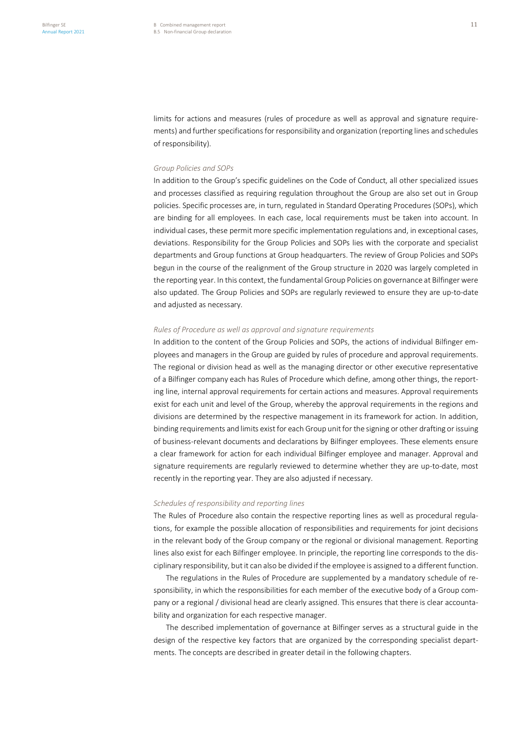limits for actions and measures (rules of procedure as well as approval and signature requirements) and further specifications for responsibility and organization (reporting lines and schedules of responsibility).

*Group Policies and SOPs*

In addition to the Group's specific guidelines on the Code of Conduct, all other specialized issues and processes classified as requiring regulation throughout the Group are also set out in Group policies. Specific processes are, in turn, regulated in Standard Operating Procedures (SOPs), which are binding for all employees. In each case, local requirements must be taken into account. In individual cases, these permit more specific implementation regulations and, in exceptional cases, deviations. Responsibility for the Group Policies and SOPs lies with the corporate and specialist departments and Group functions at Group headquarters. The review of Group Policies and SOPs begun in the course of the realignment of the Group structure in 2020 was largely completed in the reporting year. In this context, the fundamental Group Policies on governance at Bilfinger were also updated. The Group Policies and SOPs are regularly reviewed to ensure they are up-to-date and adjusted as necessary.

*Rules of Procedure as well as approval and signature requirements*

In addition to the content of the Group Policies and SOPs, the actions of individual Bilfinger employees and managers in the Group are guided by rules of procedure and approval requirements. The regional or division head as well as the managing director or other executive representative of a Bilfinger company each has Rules of Procedure which define, among other things, the reporting line, internal approval requirements for certain actions and measures. Approval requirements exist for each unit and level of the Group, whereby the approval requirements in the regions and divisions are determined by the respective management in its framework for action. In addition, binding requirements and limits exist for each Group unit for the signing or other drafting or issuing of business-relevant documents and declarations by Bilfinger employees. These elements ensure a clear framework for action for each individual Bilfinger employee and manager. Approval and signature requirements are regularly reviewed to determine whether they are up-to-date, most recently in the reporting year. They are also adjusted if necessary.

*Schedules of responsibility and reporting lines*

The Rules of Procedure also contain the respective reporting lines as well as procedural regulations, for example the possible allocation of responsibilities and requirements for joint decisions in the relevant body of the Group company or the regional or divisional management. Reporting lines also exist for each Bilfinger employee. In principle, the reporting line corresponds to the disciplinary responsibility, but it can also be divided if the employee is assigned to a different function.

The regulations in the Rules of Procedure are supplemented by a mandatory schedule of responsibility, in which the responsibilities for each member of the executive body of a Group company or a regional / divisional head are clearly assigned. This ensures that there is clear accountability and organization for each respective manager.

The described implementation of governance at Bilfinger serves as a structural guide in the design of the respective key factors that are organized by the corresponding specialist departments. The concepts are described in greater detail in the following chapters.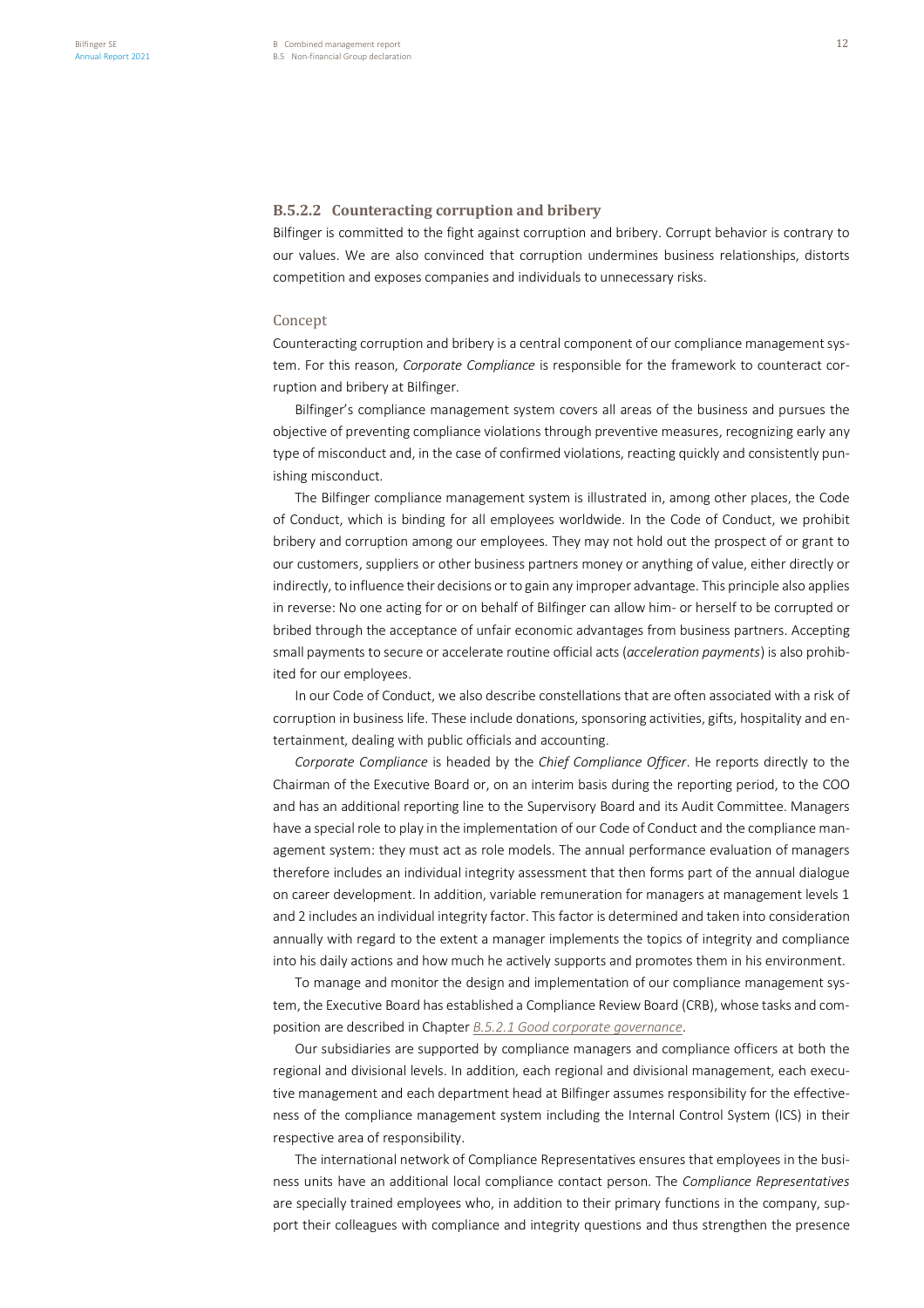### B.5.2.2 Counteracting corruption and bribery

Bilfinger is committed to the fight against corruption and bribery. Corrupt behavior is contrary to our values. We are also convinced that corruption undermines business relationships, distorts competition and exposes companies and individuals to unnecessary risks.

#### Concept

Counteracting corruption and bribery is a central component of our compliance management system. For this reason, *Corporate Compliance* is responsible for the framework to counteract corruption and bribery at Bilfinger.

Bilfinger's compliance management system covers all areas of the business and pursues the objective of preventing compliance violations through preventive measures, recognizing early any type of misconduct and, in the case of confirmed violations, reacting quickly and consistently punishing misconduct.

The Bilfinger compliance management system is illustrated in, among other places, the Code of Conduct, which is binding for all employees worldwide. In the Code of Conduct, we prohibit bribery and corruption among our employees. They may not hold out the prospect of or grant to our customers, suppliers or other business partners money or anything of value, either directly or indirectly, to influence their decisions or to gain any improper advantage. This principle also applies in reverse: No one acting for or on behalf of Bilfinger can allow him- or herself to be corrupted or bribed through the acceptance of unfair economic advantages from business partners. Accepting small payments to secure or accelerate routine official acts (*acceleration payments*) is also prohibited for our employees.

In our Code of Conduct, we also describe constellations that are often associated with a risk of corruption in business life. These include donations, sponsoring activities, gifts, hospitality and entertainment, dealing with public officials and accounting.

*Corporate Compliance* is headed by the *Chief Compliance Officer*. He reports directly to the Chairman of the Executive Board or, on an interim basis during the reporting period, to the COO and has an additional reporting line to the Supervisory Board and its Audit Committee. Managers have a special role to play in the implementation of our Code of Conduct and the compliance management system: they must act as role models. The annual performance evaluation of managers therefore includes an individual integrity assessment that then forms part of the annual dialogue on career development. In addition, variable remuneration for managers at management levels 1 and 2 includes an individual integrity factor. This factor is determined and taken into consideration annually with regard to the extent a manager implements the topics of integrity and compliance into his daily actions and how much he actively supports and promotes them in his environment.

To manage and monitor the design and implementation of our compliance management system, the Executive Board has established a Compliance Review Board (CRB), whose tasks and composition are described in Chapter *B.5.2.1 Good corporate governance*.

Our subsidiaries are supported by compliance managers and compliance officers at both the regional and divisional levels. In addition, each regional and divisional management, each executive management and each department head at Bilfinger assumes responsibility for the effectiveness of the compliance management system including the Internal Control System (ICS) in their respective area of responsibility.

The international network of Compliance Representatives ensures that employees in the business units have an additional local compliance contact person. The *Compliance Representatives* are specially trained employees who, in addition to their primary functions in the company, support their colleagues with compliance and integrity questions and thus strengthen the presence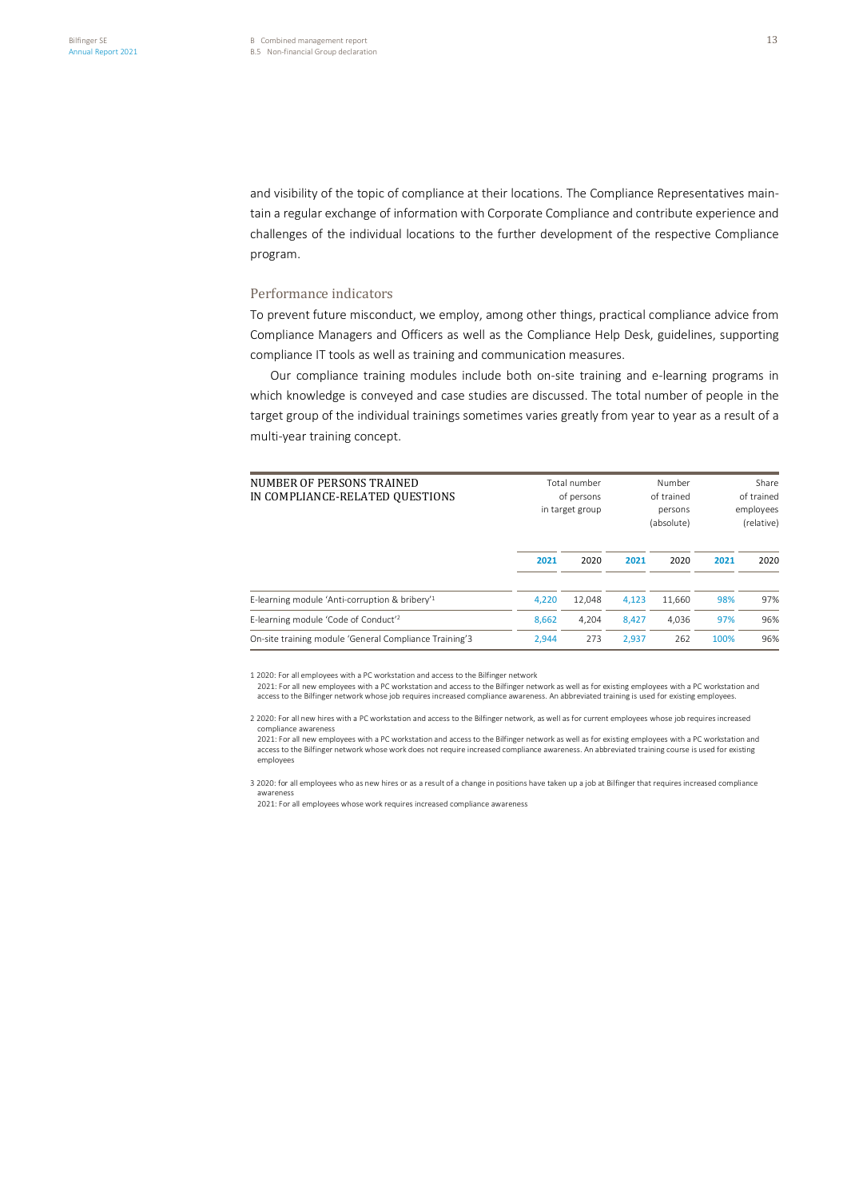and visibility of the topic of compliance at their locations. The Compliance Representatives maintain a regular exchange of information with Corporate Compliance and contribute experience and challenges of the individual locations to the further development of the respective Compliance program.

### Performance indicators

To prevent future misconduct, we employ, among other things, practical compliance advice from Compliance Managers and Officers as well as the Compliance Help Desk, guidelines, supporting compliance IT tools as well as training and communication measures.

Our compliance training modules include both on-site training and e-learning programs in which knowledge is conveyed and case studies are discussed. The total number of people in the target group of the individual trainings sometimes varies greatly from year to year as a result of a multi-year training concept.

| NUMBER OF PERSONS TRAINED IN COMPLIANCE-RELATED QUESTIONS | Total number of persons in target group | | Number of trained persons (absolute) | | Share of trained employees (relative) | |
|---|---|---|---|---|---|---|
| | **2021** | 2020 | **2021** | 2020 | **2021** | 2020 |
| E-learning module 'Anti-corruption & bribery'[1] | 4,220 | 12,048 | 4,123 | 11,660 | 98% | 97% |
| E-learning module 'Code of Conduct'[2] | 8,662 | 4,204 | 8,427 | 4,036 | 97% | 96% |
| On-site training module 'General Compliance Training'[3] | 2,944 | 273 | 2,937 | 262 | 100% | 96% |

1 2020: For all employees with a PC workstation and access to the Bilfinger network
2021: For all new employees with a PC workstation and access to the Bilfinger network as well as for existing employees with a PC workstation and access to the Bilfinger network whose job requires increased compliance awareness. An abbreviated training is used for existing employees.

2 2020: For all new hires with a PC workstation and access to the Bilfinger network, as well as for current employees whose job requires increased compliance awareness
2021: For all new employees with a PC workstation and access to the Bilfinger network as well as for existing employees with a PC workstation and access to the Bilfinger network whose work does not require increased compliance awareness. An abbreviated training course is used for existing employees

3 2020: for all employees who as new hires or as a result of a change in positions have taken up a job at Bilfinger that requires increased compliance awareness
2021: For all employees whose work requires increased compliance awareness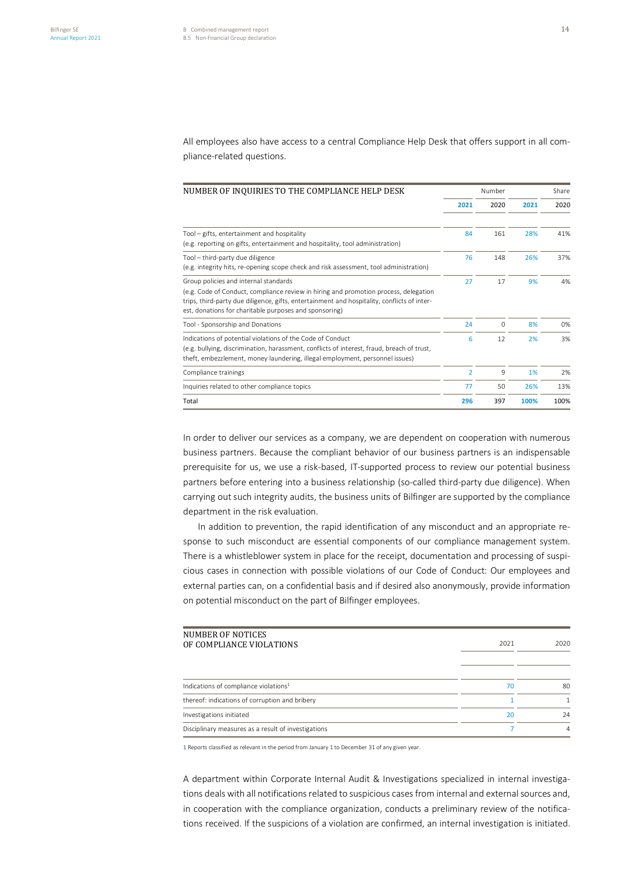All employees also have access to a central Compliance Help Desk that offers support in all compliance-related questions.

| NUMBER OF INQUIRIES TO THE COMPLIANCE HELP DESK | Number | | Share | |
|---|---|---|---|---|
| | **2021** | 2020 | **2021** | 2020 |
| Tool – gifts, entertainment and hospitality (e.g. reporting on gifts, entertainment and hospitality, tool administration) | 84 | 161 | 28% | 41% |
| Tool – third-party due diligence (e.g. integrity hits, re-opening scope check and risk assessment, tool administration) | 76 | 148 | 26% | 37% |
| Group policies and internal standards (e.g. Code of Conduct, compliance review in hiring and promotion process, delegation trips, third-party due diligence, gifts, entertainment and hospitality, conflicts of interest, donations for charitable purposes and sponsoring) | 27 | 17 | 9% | 4% |
| Tool - Sponsorship and Donations | 24 | 0 | 8% | 0% |
| Indications of potential violations of the Code of Conduct (e.g. bullying, discrimination, harassment, conflicts of interest, fraud, breach of trust, theft, embezzlement, money laundering, illegal employment, personnel issues) | 6 | 12 | 2% | 3% |
| Compliance trainings | 2 | 9 | 1% | 2% |
| Inquiries related to other compliance topics | 77 | 50 | 26% | 13% |
| Total | **296** | 397 | **100%** | 100% |

In order to deliver our services as a company, we are dependent on cooperation with numerous business partners. Because the compliant behavior of our business partners is an indispensable prerequisite for us, we use a risk-based, IT-supported process to review our potential business partners before entering into a business relationship (so-called third-party due diligence). When carrying out such integrity audits, the business units of Bilfinger are supported by the compliance department in the risk evaluation.

In addition to prevention, the rapid identification of any misconduct and an appropriate response to such misconduct are essential components of our compliance management system. There is a whistleblower system in place for the receipt, documentation and processing of suspicious cases in connection with possible violations of our Code of Conduct: Our employees and external parties can, on a confidential basis and if desired also anonymously, provide information on potential misconduct on the part of Bilfinger employees.

| NUMBER OF NOTICES OF COMPLIANCE VIOLATIONS | 2021 | 2020 |
|---|---|---|
| Indications of compliance violations[1] | 70 | 80 |
| thereof: indications of corruption and bribery | 1 | 1 |
| Investigations initiated | 20 | 24 |
| Disciplinary measures as a result of investigations | 7 | 4 |

1 Reports classified as relevant in the period from January 1 to December 31 of any given year.

A department within Corporate Internal Audit & Investigations specialized in internal investigations deals with all notifications related to suspicious cases from internal and external sources and, in cooperation with the compliance organization, conducts a preliminary review of the notifications received. If the suspicions of a violation are confirmed, an internal investigation is initiated.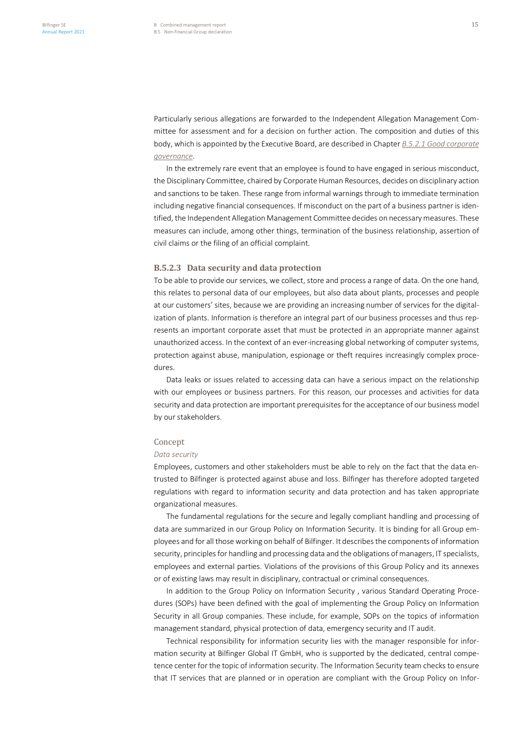Particularly serious allegations are forwarded to the Independent Allegation Management Committee for assessment and for a decision on further action. The composition and duties of this body, which is appointed by the Executive Board, are described in Chapter *B.5.2.1 Good corporate governance*.

In the extremely rare event that an employee is found to have engaged in serious misconduct, the Disciplinary Committee, chaired by Corporate Human Resources, decides on disciplinary action and sanctions to be taken. These range from informal warnings through to immediate termination including negative financial consequences. If misconduct on the part of a business partner is identified, the Independent Allegation Management Committee decides on necessary measures. These measures can include, among other things, termination of the business relationship, assertion of civil claims or the filing of an official complaint.

### B.5.2.3 Data security and data protection

To be able to provide our services, we collect, store and process a range of data. On the one hand, this relates to personal data of our employees, but also data about plants, processes and people at our customers' sites, because we are providing an increasing number of services for the digitalization of plants. Information is therefore an integral part of our business processes and thus represents an important corporate asset that must be protected in an appropriate manner against unauthorized access. In the context of an ever-increasing global networking of computer systems, protection against abuse, manipulation, espionage or theft requires increasingly complex procedures.

Data leaks or issues related to accessing data can have a serious impact on the relationship with our employees or business partners. For this reason, our processes and activities for data security and data protection are important prerequisites for the acceptance of our business model by our stakeholders.

#### Concept

*Data security*

Employees, customers and other stakeholders must be able to rely on the fact that the data entrusted to Bilfinger is protected against abuse and loss. Bilfinger has therefore adopted targeted regulations with regard to information security and data protection and has taken appropriate organizational measures.

The fundamental regulations for the secure and legally compliant handling and processing of data are summarized in our Group Policy on Information Security. It is binding for all Group employees and for all those working on behalf of Bilfinger. It describes the components of information security, principles for handling and processing data and the obligations of managers, IT specialists, employees and external parties. Violations of the provisions of this Group Policy and its annexes or of existing laws may result in disciplinary, contractual or criminal consequences.

In addition to the Group Policy on Information Security , various Standard Operating Procedures (SOPs) have been defined with the goal of implementing the Group Policy on Information Security in all Group companies. These include, for example, SOPs on the topics of information management standard, physical protection of data, emergency security and IT audit.

Technical responsibility for information security lies with the manager responsible for information security at Bilfinger Global IT GmbH, who is supported by the dedicated, central competence center for the topic of information security. The Information Security team checks to ensure that IT services that are planned or in operation are compliant with the Group Policy on Infor-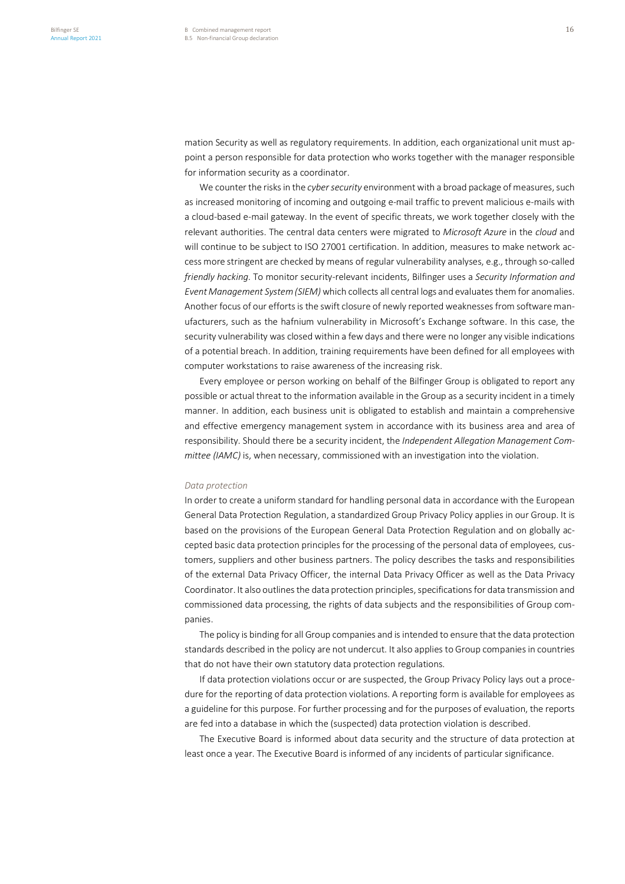mation Security as well as regulatory requirements. In addition, each organizational unit must appoint a person responsible for data protection who works together with the manager responsible for information security as a coordinator.

We counter the risks in the *cyber security* environment with a broad package of measures, such as increased monitoring of incoming and outgoing e-mail traffic to prevent malicious e-mails with a cloud-based e-mail gateway. In the event of specific threats, we work together closely with the relevant authorities. The central data centers were migrated to *Microsoft Azure* in the *cloud* and will continue to be subject to ISO 27001 certification. In addition, measures to make network access more stringent are checked by means of regular vulnerability analyses, e.g., through so-called *friendly hacking*. To monitor security-relevant incidents, Bilfinger uses a *Security Information and Event Management System (SIEM)* which collects all central logs and evaluates them for anomalies. Another focus of our efforts is the swift closure of newly reported weaknesses from software manufacturers, such as the hafnium vulnerability in Microsoft's Exchange software. In this case, the security vulnerability was closed within a few days and there were no longer any visible indications of a potential breach. In addition, training requirements have been defined for all employees with computer workstations to raise awareness of the increasing risk.

Every employee or person working on behalf of the Bilfinger Group is obligated to report any possible or actual threat to the information available in the Group as a security incident in a timely manner. In addition, each business unit is obligated to establish and maintain a comprehensive and effective emergency management system in accordance with its business area and area of responsibility. Should there be a security incident, the *Independent Allegation Management Committee (IAMC)* is, when necessary, commissioned with an investigation into the violation.

*Data protection*

In order to create a uniform standard for handling personal data in accordance with the European General Data Protection Regulation, a standardized Group Privacy Policy applies in our Group. It is based on the provisions of the European General Data Protection Regulation and on globally accepted basic data protection principles for the processing of the personal data of employees, customers, suppliers and other business partners. The policy describes the tasks and responsibilities of the external Data Privacy Officer, the internal Data Privacy Officer as well as the Data Privacy Coordinator. It also outlines the data protection principles, specifications for data transmission and commissioned data processing, the rights of data subjects and the responsibilities of Group companies.

The policy is binding for all Group companies and is intended to ensure that the data protection standards described in the policy are not undercut. It also applies to Group companies in countries that do not have their own statutory data protection regulations.

If data protection violations occur or are suspected, the Group Privacy Policy lays out a procedure for the reporting of data protection violations. A reporting form is available for employees as a guideline for this purpose. For further processing and for the purposes of evaluation, the reports are fed into a database in which the (suspected) data protection violation is described.

The Executive Board is informed about data security and the structure of data protection at least once a year. The Executive Board is informed of any incidents of particular significance.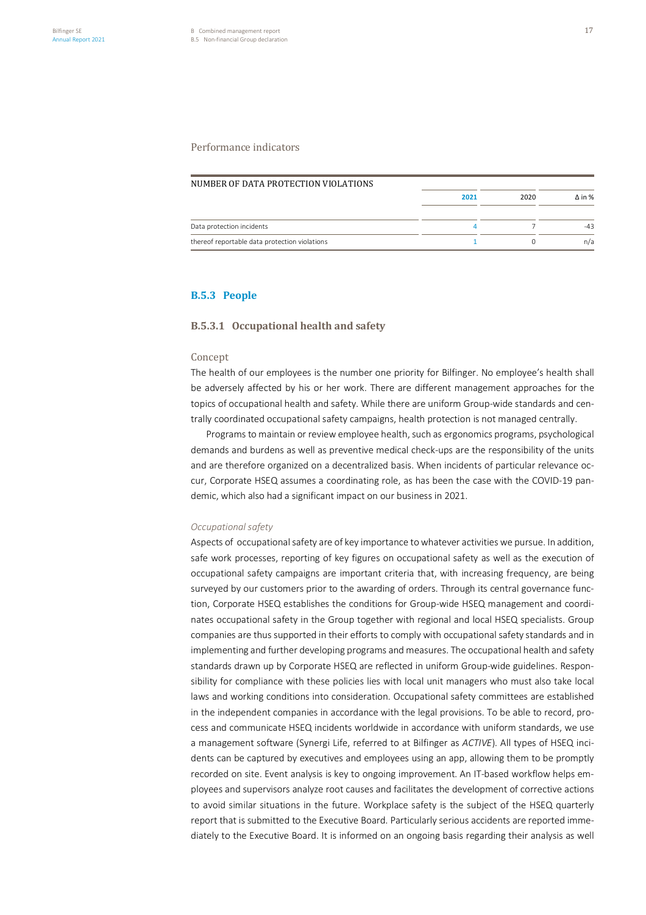Performance indicators

| NUMBER OF DATA PROTECTION VIOLATIONS | 2021 | 2020 | Δ in % |
|---|---|---|---|
| Data protection incidents | 4 | 7 | -43 |
| thereof reportable data protection violations | 1 | 0 | n/a |

## B.5.3 People

### B.5.3.1 Occupational health and safety

#### Concept

The health of our employees is the number one priority for Bilfinger. No employee's health shall be adversely affected by his or her work. There are different management approaches for the topics of occupational health and safety. While there are uniform Group-wide standards and centrally coordinated occupational safety campaigns, health protection is not managed centrally.

Programs to maintain or review employee health, such as ergonomics programs, psychological demands and burdens as well as preventive medical check-ups are the responsibility of the units and are therefore organized on a decentralized basis. When incidents of particular relevance occur, Corporate HSEQ assumes a coordinating role, as has been the case with the COVID-19 pandemic, which also had a significant impact on our business in 2021.

*Occupational safety*

Aspects of occupational safety are of key importance to whatever activities we pursue. In addition, safe work processes, reporting of key figures on occupational safety as well as the execution of occupational safety campaigns are important criteria that, with increasing frequency, are being surveyed by our customers prior to the awarding of orders. Through its central governance function, Corporate HSEQ establishes the conditions for Group-wide HSEQ management and coordinates occupational safety in the Group together with regional and local HSEQ specialists. Group companies are thus supported in their efforts to comply with occupational safety standards and in implementing and further developing programs and measures. The occupational health and safety standards drawn up by Corporate HSEQ are reflected in uniform Group-wide guidelines. Responsibility for compliance with these policies lies with local unit managers who must also take local laws and working conditions into consideration. Occupational safety committees are established in the independent companies in accordance with the legal provisions. To be able to record, process and communicate HSEQ incidents worldwide in accordance with uniform standards, we use a management software (Synergi Life, referred to at Bilfinger as *ACTIVE*). All types of HSEQ incidents can be captured by executives and employees using an app, allowing them to be promptly recorded on site. Event analysis is key to ongoing improvement. An IT-based workflow helps employees and supervisors analyze root causes and facilitates the development of corrective actions to avoid similar situations in the future. Workplace safety is the subject of the HSEQ quarterly report that is submitted to the Executive Board. Particularly serious accidents are reported immediately to the Executive Board. It is informed on an ongoing basis regarding their analysis as well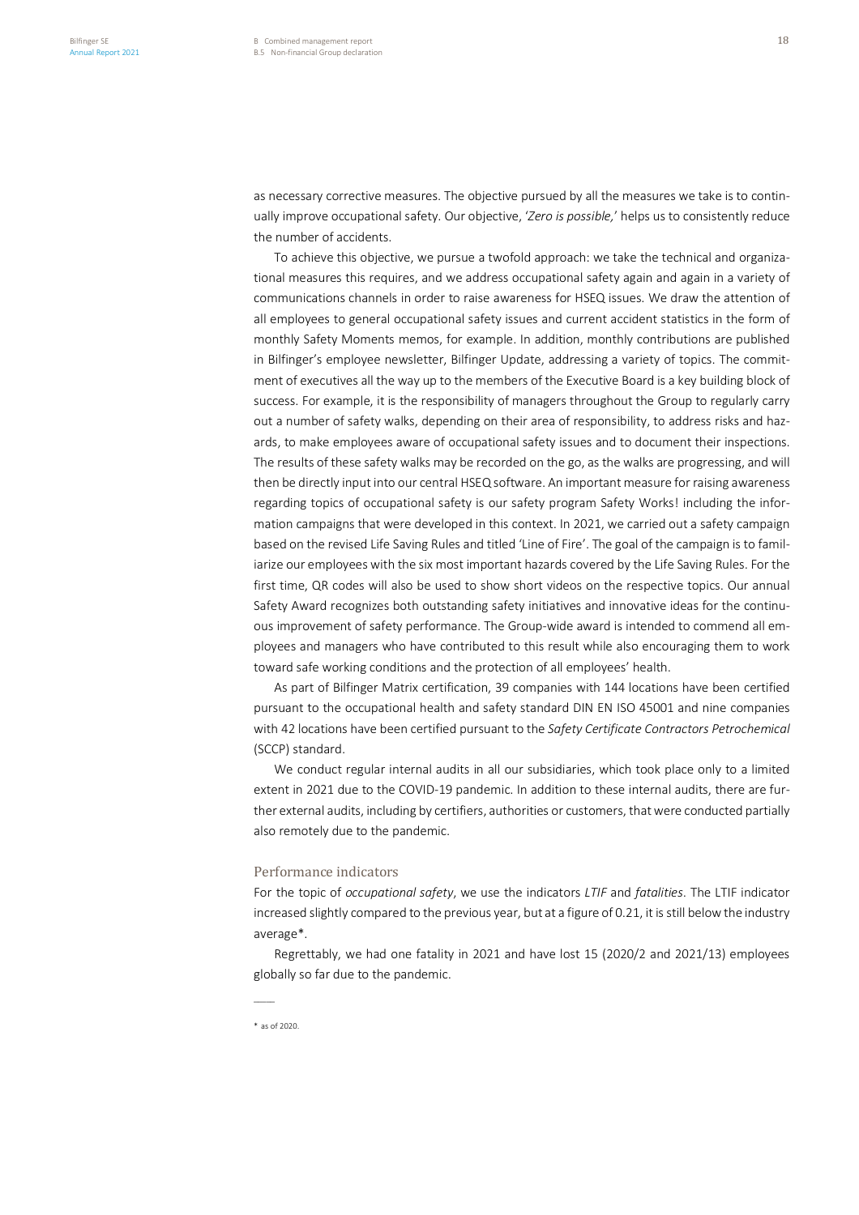as necessary corrective measures. The objective pursued by all the measures we take is to continually improve occupational safety. Our objective, '*Zero is possible,*' helps us to consistently reduce the number of accidents.

To achieve this objective, we pursue a twofold approach: we take the technical and organizational measures this requires, and we address occupational safety again and again in a variety of communications channels in order to raise awareness for HSEQ issues. We draw the attention of all employees to general occupational safety issues and current accident statistics in the form of monthly Safety Moments memos, for example. In addition, monthly contributions are published in Bilfinger's employee newsletter, Bilfinger Update, addressing a variety of topics. The commitment of executives all the way up to the members of the Executive Board is a key building block of success. For example, it is the responsibility of managers throughout the Group to regularly carry out a number of safety walks, depending on their area of responsibility, to address risks and hazards, to make employees aware of occupational safety issues and to document their inspections. The results of these safety walks may be recorded on the go, as the walks are progressing, and will then be directly input into our central HSEQ software. An important measure for raising awareness regarding topics of occupational safety is our safety program Safety Works! including the information campaigns that were developed in this context. In 2021, we carried out a safety campaign based on the revised Life Saving Rules and titled 'Line of Fire'. The goal of the campaign is to familiarize our employees with the six most important hazards covered by the Life Saving Rules. For the first time, QR codes will also be used to show short videos on the respective topics. Our annual Safety Award recognizes both outstanding safety initiatives and innovative ideas for the continuous improvement of safety performance. The Group-wide award is intended to commend all employees and managers who have contributed to this result while also encouraging them to work toward safe working conditions and the protection of all employees' health.

As part of Bilfinger Matrix certification, 39 companies with 144 locations have been certified pursuant to the occupational health and safety standard DIN EN ISO 45001 and nine companies with 42 locations have been certified pursuant to the *Safety Certificate Contractors Petrochemical* (SCCP) standard.

We conduct regular internal audits in all our subsidiaries, which took place only to a limited extent in 2021 due to the COVID-19 pandemic. In addition to these internal audits, there are further external audits, including by certifiers, authorities or customers, that were conducted partially also remotely due to the pandemic.

### Performance indicators

For the topic of *occupational safety*, we use the indicators *LTIF* and *fatalities*. The LTIF indicator increased slightly compared to the previous year, but at a figure of 0.21, it is still below the industry average*.

Regrettably, we had one fatality in 2021 and have lost 15 (2020/2 and 2021/13) employees globally so far due to the pandemic.

---

* as of 2020.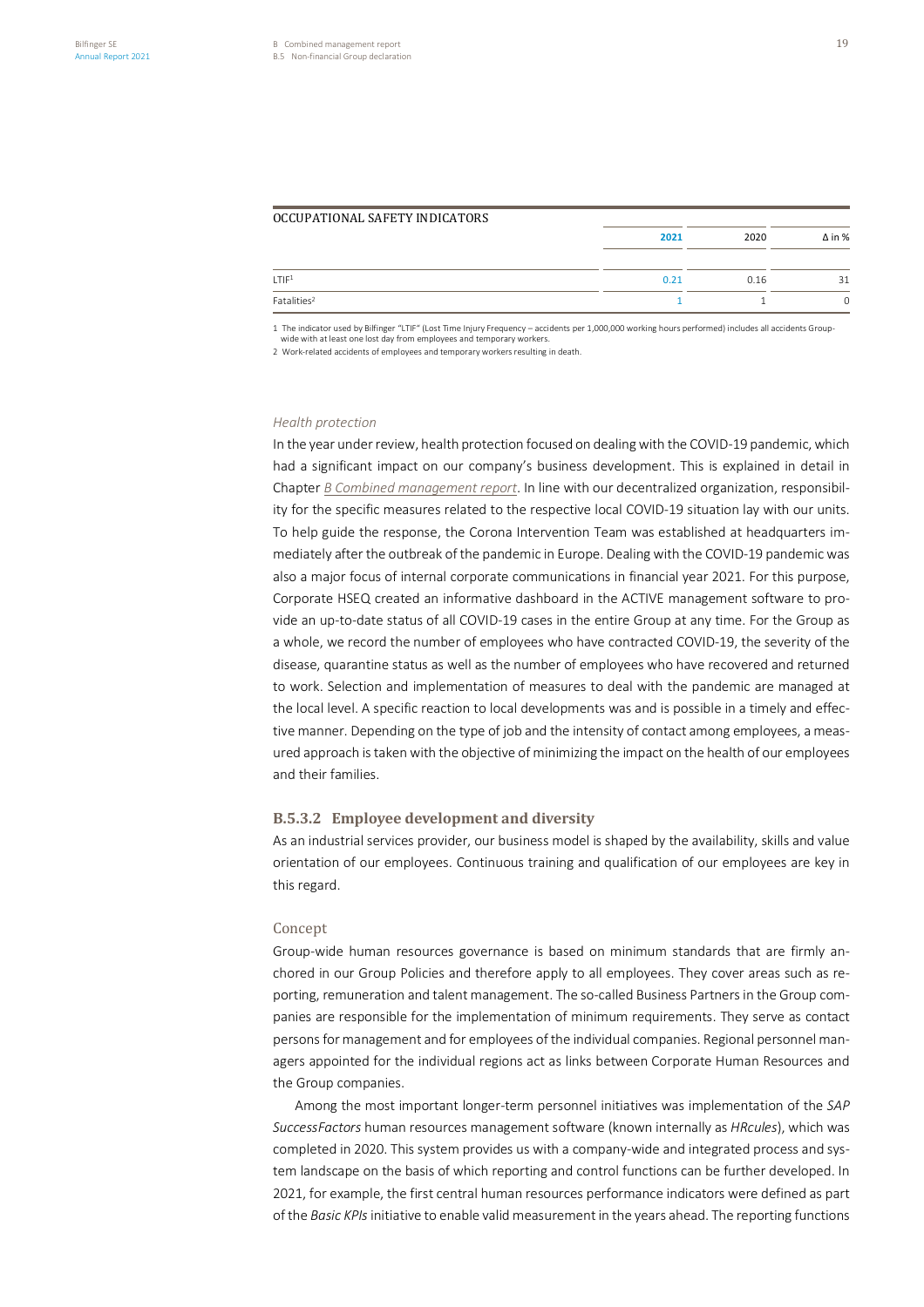OCCUPATIONAL SAFETY INDICATORS

| | 2021 | 2020 | Δ in % |
|---|---|---|---|
| LTIF[1] | 0.21 | 0.16 | 31 |
| Fatalities[2] | 1 | 1 | 0 |

1 The indicator used by Bilfinger "LTIF" (Lost Time Injury Frequency – accidents per 1,000,000 working hours performed) includes all accidents Group-wide with at least one lost day from employees and temporary workers.

2 Work-related accidents of employees and temporary workers resulting in death.

*Health protection*

In the year under review, health protection focused on dealing with the COVID-19 pandemic, which had a significant impact on our company's business development. This is explained in detail in Chapter *B Combined management report*. In line with our decentralized organization, responsibility for the specific measures related to the respective local COVID-19 situation lay with our units. To help guide the response, the Corona Intervention Team was established at headquarters immediately after the outbreak of the pandemic in Europe. Dealing with the COVID-19 pandemic was also a major focus of internal corporate communications in financial year 2021. For this purpose, Corporate HSEQ created an informative dashboard in the ACTIVE management software to provide an up-to-date status of all COVID-19 cases in the entire Group at any time. For the Group as a whole, we record the number of employees who have contracted COVID-19, the severity of the disease, quarantine status as well as the number of employees who have recovered and returned to work. Selection and implementation of measures to deal with the pandemic are managed at the local level. A specific reaction to local developments was and is possible in a timely and effective manner. Depending on the type of job and the intensity of contact among employees, a measured approach is taken with the objective of minimizing the impact on the health of our employees and their families.

### B.5.3.2 Employee development and diversity

As an industrial services provider, our business model is shaped by the availability, skills and value orientation of our employees. Continuous training and qualification of our employees are key in this regard.

#### Concept

Group-wide human resources governance is based on minimum standards that are firmly anchored in our Group Policies and therefore apply to all employees. They cover areas such as reporting, remuneration and talent management. The so-called Business Partners in the Group companies are responsible for the implementation of minimum requirements. They serve as contact persons for management and for employees of the individual companies. Regional personnel managers appointed for the individual regions act as links between Corporate Human Resources and the Group companies.

Among the most important longer-term personnel initiatives was implementation of the *SAP SuccessFactors* human resources management software (known internally as *HRcules*), which was completed in 2020. This system provides us with a company-wide and integrated process and system landscape on the basis of which reporting and control functions can be further developed. In 2021, for example, the first central human resources performance indicators were defined as part of the *Basic KPIs* initiative to enable valid measurement in the years ahead. The reporting functions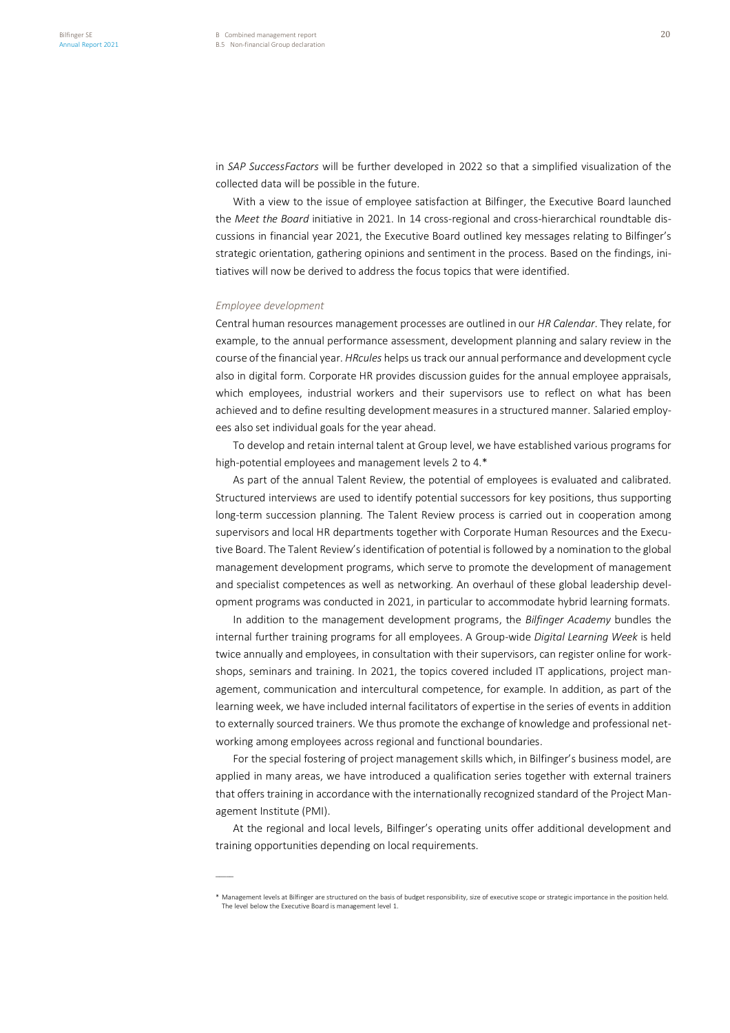in *SAP SuccessFactors* will be further developed in 2022 so that a simplified visualization of the collected data will be possible in the future.

With a view to the issue of employee satisfaction at Bilfinger, the Executive Board launched the *Meet the Board* initiative in 2021. In 14 cross-regional and cross-hierarchical roundtable discussions in financial year 2021, the Executive Board outlined key messages relating to Bilfinger's strategic orientation, gathering opinions and sentiment in the process. Based on the findings, initiatives will now be derived to address the focus topics that were identified.

*Employee development*

Central human resources management processes are outlined in our *HR Calendar*. They relate, for example, to the annual performance assessment, development planning and salary review in the course of the financial year. *HRcules* helps us track our annual performance and development cycle also in digital form. Corporate HR provides discussion guides for the annual employee appraisals, which employees, industrial workers and their supervisors use to reflect on what has been achieved and to define resulting development measures in a structured manner. Salaried employees also set individual goals for the year ahead.

To develop and retain internal talent at Group level, we have established various programs for high-potential employees and management levels 2 to 4.*

As part of the annual Talent Review, the potential of employees is evaluated and calibrated. Structured interviews are used to identify potential successors for key positions, thus supporting long-term succession planning. The Talent Review process is carried out in cooperation among supervisors and local HR departments together with Corporate Human Resources and the Executive Board. The Talent Review's identification of potential is followed by a nomination to the global management development programs, which serve to promote the development of management and specialist competences as well as networking. An overhaul of these global leadership development programs was conducted in 2021, in particular to accommodate hybrid learning formats.

In addition to the management development programs, the *Bilfinger Academy* bundles the internal further training programs for all employees. A Group-wide *Digital Learning Week* is held twice annually and employees, in consultation with their supervisors, can register online for workshops, seminars and training. In 2021, the topics covered included IT applications, project management, communication and intercultural competence, for example. In addition, as part of the learning week, we have included internal facilitators of expertise in the series of events in addition to externally sourced trainers. We thus promote the exchange of knowledge and professional networking among employees across regional and functional boundaries.

For the special fostering of project management skills which, in Bilfinger's business model, are applied in many areas, we have introduced a qualification series together with external trainers that offers training in accordance with the internationally recognized standard of the Project Management Institute (PMI).

At the regional and local levels, Bilfinger's operating units offer additional development and training opportunities depending on local requirements.

---

* Management levels at Bilfinger are structured on the basis of budget responsibility, size of executive scope or strategic importance in the position held. The level below the Executive Board is management level 1.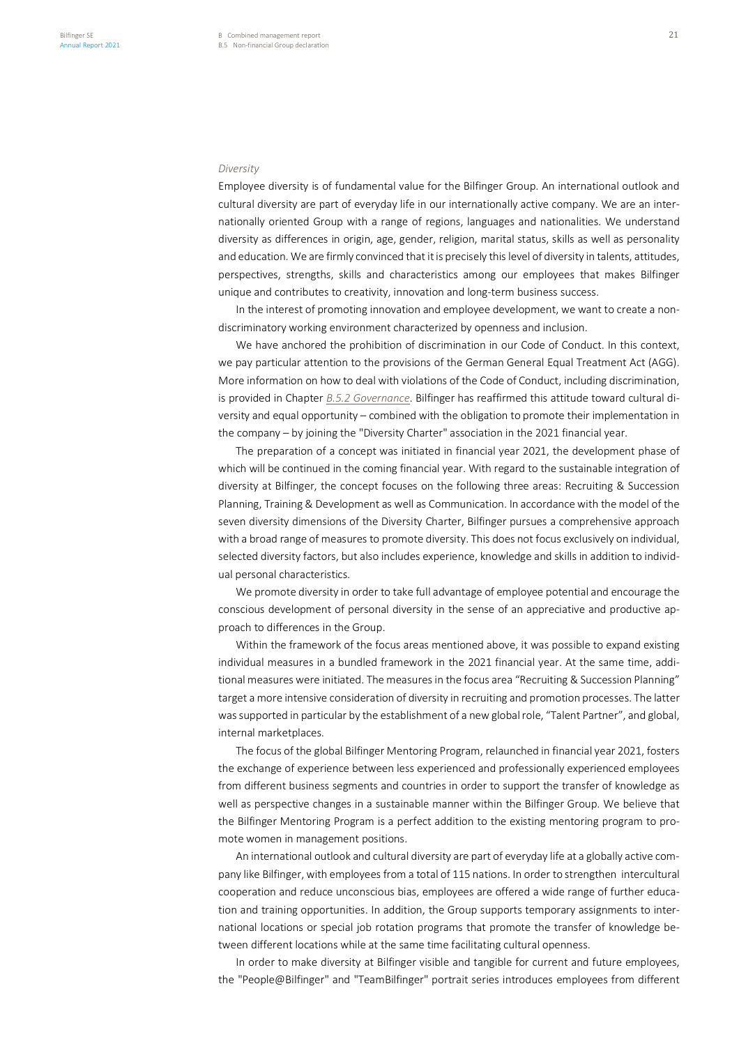*Diversity*

Employee diversity is of fundamental value for the Bilfinger Group. An international outlook and cultural diversity are part of everyday life in our internationally active company. We are an internationally oriented Group with a range of regions, languages and nationalities. We understand diversity as differences in origin, age, gender, religion, marital status, skills as well as personality and education. We are firmly convinced that it is precisely this level of diversity in talents, attitudes, perspectives, strengths, skills and characteristics among our employees that makes Bilfinger unique and contributes to creativity, innovation and long-term business success.

In the interest of promoting innovation and employee development, we want to create a non-discriminatory working environment characterized by openness and inclusion.

We have anchored the prohibition of discrimination in our Code of Conduct. In this context, we pay particular attention to the provisions of the German General Equal Treatment Act (AGG). More information on how to deal with violations of the Code of Conduct, including discrimination, is provided in Chapter *B.5.2 Governance*. Bilfinger has reaffirmed this attitude toward cultural diversity and equal opportunity – combined with the obligation to promote their implementation in the company – by joining the "Diversity Charter" association in the 2021 financial year.

The preparation of a concept was initiated in financial year 2021, the development phase of which will be continued in the coming financial year. With regard to the sustainable integration of diversity at Bilfinger, the concept focuses on the following three areas: Recruiting & Succession Planning, Training & Development as well as Communication. In accordance with the model of the seven diversity dimensions of the Diversity Charter, Bilfinger pursues a comprehensive approach with a broad range of measures to promote diversity. This does not focus exclusively on individual, selected diversity factors, but also includes experience, knowledge and skills in addition to individual personal characteristics.

We promote diversity in order to take full advantage of employee potential and encourage the conscious development of personal diversity in the sense of an appreciative and productive approach to differences in the Group.

Within the framework of the focus areas mentioned above, it was possible to expand existing individual measures in a bundled framework in the 2021 financial year. At the same time, additional measures were initiated. The measures in the focus area "Recruiting & Succession Planning" target a more intensive consideration of diversity in recruiting and promotion processes. The latter was supported in particular by the establishment of a new global role, "Talent Partner", and global, internal marketplaces.

The focus of the global Bilfinger Mentoring Program, relaunched in financial year 2021, fosters the exchange of experience between less experienced and professionally experienced employees from different business segments and countries in order to support the transfer of knowledge as well as perspective changes in a sustainable manner within the Bilfinger Group. We believe that the Bilfinger Mentoring Program is a perfect addition to the existing mentoring program to promote women in management positions.

An international outlook and cultural diversity are part of everyday life at a globally active company like Bilfinger, with employees from a total of 115 nations. In order to strengthen intercultural cooperation and reduce unconscious bias, employees are offered a wide range of further education and training opportunities. In addition, the Group supports temporary assignments to international locations or special job rotation programs that promote the transfer of knowledge between different locations while at the same time facilitating cultural openness.

In order to make diversity at Bilfinger visible and tangible for current and future employees, the "People@Bilfinger" and "TeamBilfinger" portrait series introduces employees from different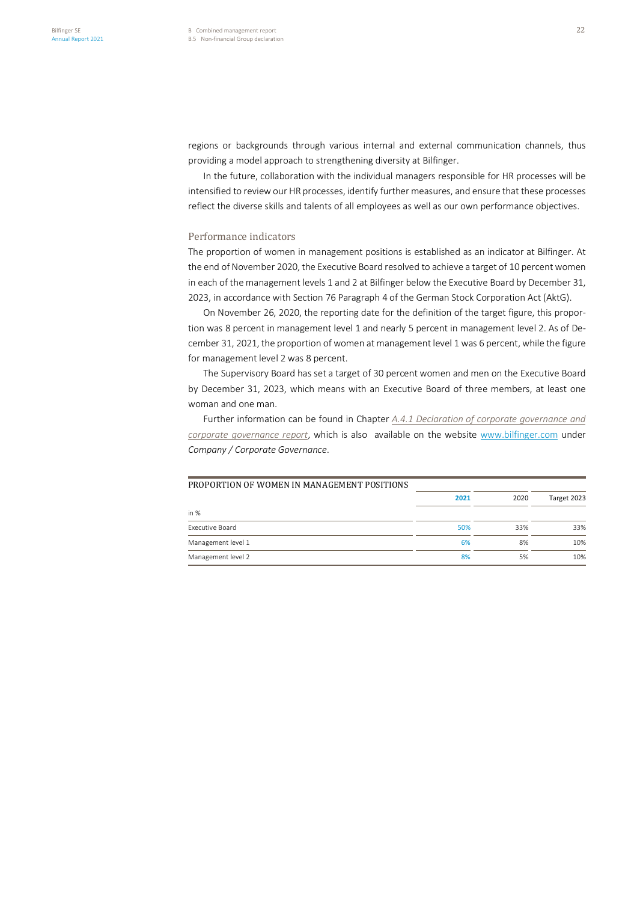regions or backgrounds through various internal and external communication channels, thus providing a model approach to strengthening diversity at Bilfinger.

In the future, collaboration with the individual managers responsible for HR processes will be intensified to review our HR processes, identify further measures, and ensure that these processes reflect the diverse skills and talents of all employees as well as our own performance objectives.

### Performance indicators

The proportion of women in management positions is established as an indicator at Bilfinger. At the end of November 2020, the Executive Board resolved to achieve a target of 10 percent women in each of the management levels 1 and 2 at Bilfinger below the Executive Board by December 31, 2023, in accordance with Section 76 Paragraph 4 of the German Stock Corporation Act (AktG).

On November 26, 2020, the reporting date for the definition of the target figure, this proportion was 8 percent in management level 1 and nearly 5 percent in management level 2. As of December 31, 2021, the proportion of women at management level 1 was 6 percent, while the figure for management level 2 was 8 percent.

The Supervisory Board has set a target of 30 percent women and men on the Executive Board by December 31, 2023, which means with an Executive Board of three members, at least one woman and one man.

Further information can be found in Chapter *A.4.1 Declaration of corporate governance and corporate governance report*, which is also available on the website www.bilfinger.com under *Company / Corporate Governance*.

**PROPORTION OF WOMEN IN MANAGEMENT POSITIONS**

| in % | **2021** | 2020 | Target 2023 |
|---|---|---|---|
| Executive Board | 50% | 33% | 33% |
| Management level 1 | 6% | 8% | 10% |
| Management level 2 | 8% | 5% | 10% |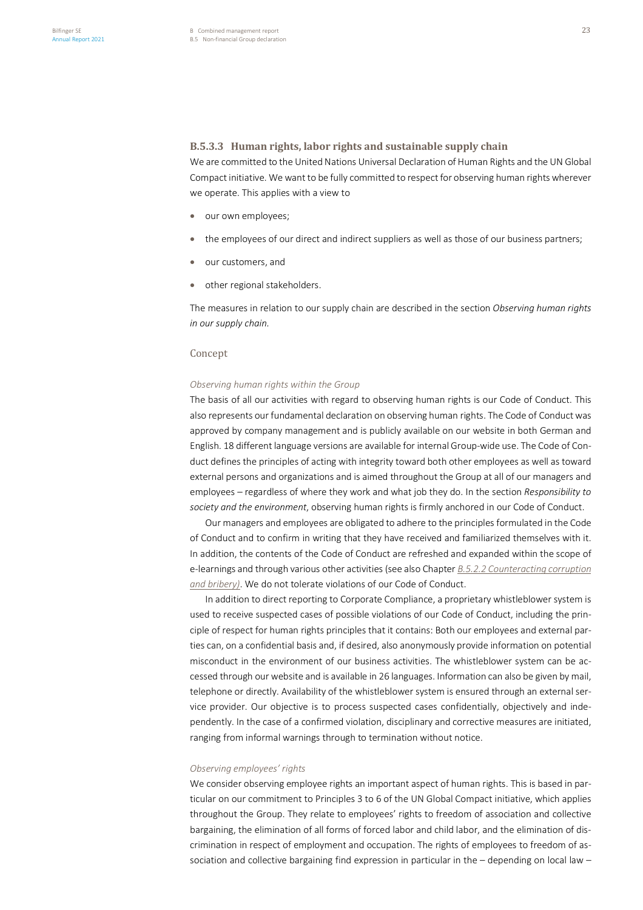### B.5.3.3 Human rights, labor rights and sustainable supply chain

We are committed to the United Nations Universal Declaration of Human Rights and the UN Global Compact initiative. We want to be fully committed to respect for observing human rights wherever we operate. This applies with a view to

- our own employees;
- the employees of our direct and indirect suppliers as well as those of our business partners;
- our customers, and
- other regional stakeholders.

The measures in relation to our supply chain are described in the section *Observing human rights in our supply chain.*

#### Concept

*Observing human rights within the Group*

The basis of all our activities with regard to observing human rights is our Code of Conduct. This also represents our fundamental declaration on observing human rights. The Code of Conduct was approved by company management and is publicly available on our website in both German and English. 18 different language versions are available for internal Group-wide use. The Code of Conduct defines the principles of acting with integrity toward both other employees as well as toward external persons and organizations and is aimed throughout the Group at all of our managers and employees – regardless of where they work and what job they do. In the section *Responsibility to society and the environment*, observing human rights is firmly anchored in our Code of Conduct.

Our managers and employees are obligated to adhere to the principles formulated in the Code of Conduct and to confirm in writing that they have received and familiarized themselves with it. In addition, the contents of the Code of Conduct are refreshed and expanded within the scope of e-learnings and through various other activities (see also Chapter *B.5.2.2 Counteracting corruption and bribery)*. We do not tolerate violations of our Code of Conduct.

In addition to direct reporting to Corporate Compliance, a proprietary whistleblower system is used to receive suspected cases of possible violations of our Code of Conduct, including the principle of respect for human rights principles that it contains: Both our employees and external parties can, on a confidential basis and, if desired, also anonymously provide information on potential misconduct in the environment of our business activities. The whistleblower system can be accessed through our website and is available in 26 languages. Information can also be given by mail, telephone or directly. Availability of the whistleblower system is ensured through an external service provider. Our objective is to process suspected cases confidentially, objectively and independently. In the case of a confirmed violation, disciplinary and corrective measures are initiated, ranging from informal warnings through to termination without notice.

*Observing employees' rights*

We consider observing employee rights an important aspect of human rights. This is based in particular on our commitment to Principles 3 to 6 of the UN Global Compact initiative, which applies throughout the Group. They relate to employees' rights to freedom of association and collective bargaining, the elimination of all forms of forced labor and child labor, and the elimination of discrimination in respect of employment and occupation. The rights of employees to freedom of association and collective bargaining find expression in particular in the – depending on local law –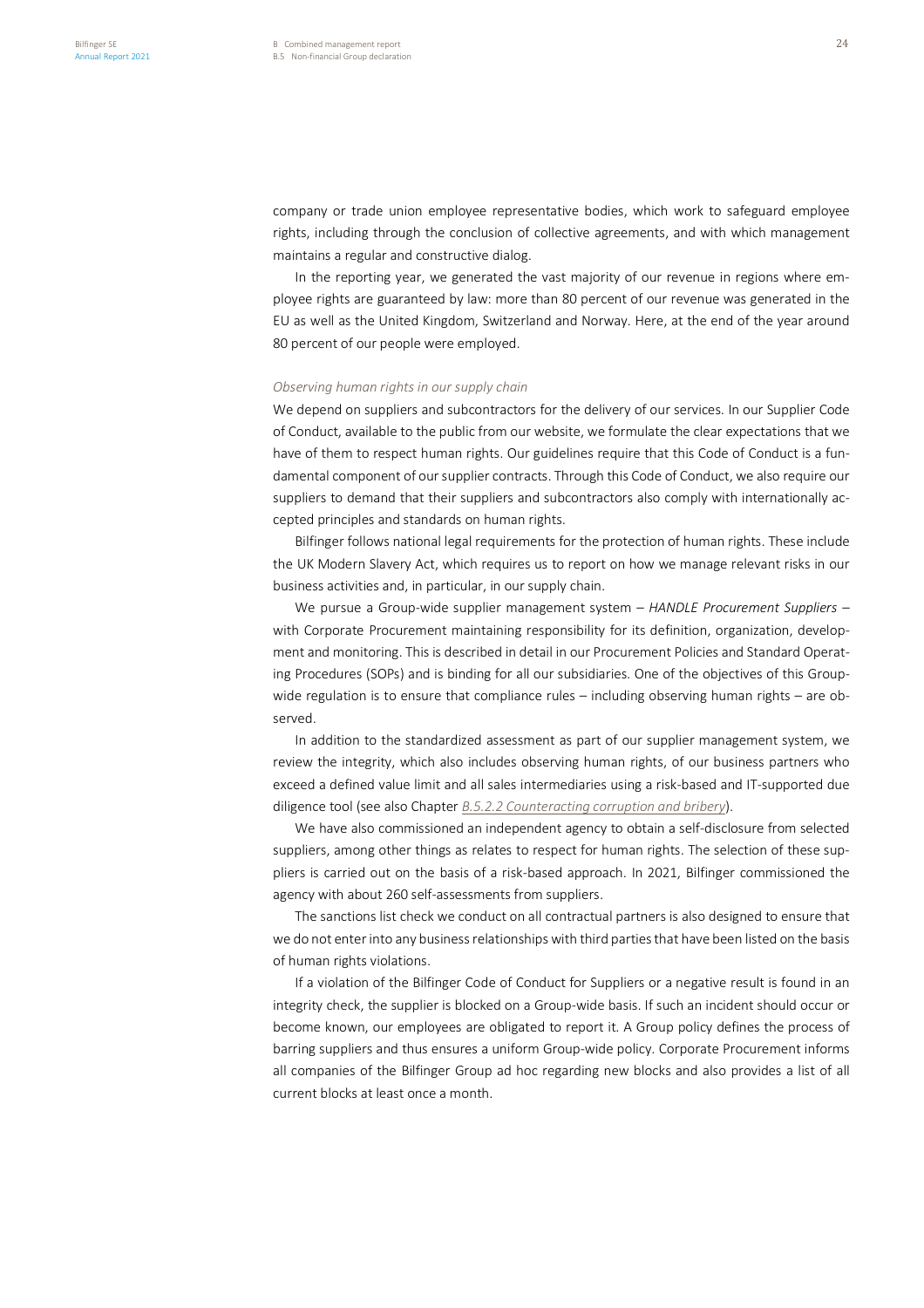company or trade union employee representative bodies, which work to safeguard employee rights, including through the conclusion of collective agreements, and with which management maintains a regular and constructive dialog.

In the reporting year, we generated the vast majority of our revenue in regions where employee rights are guaranteed by law: more than 80 percent of our revenue was generated in the EU as well as the United Kingdom, Switzerland and Norway. Here, at the end of the year around 80 percent of our people were employed.

*Observing human rights in our supply chain*

We depend on suppliers and subcontractors for the delivery of our services. In our Supplier Code of Conduct, available to the public from our website, we formulate the clear expectations that we have of them to respect human rights. Our guidelines require that this Code of Conduct is a fundamental component of our supplier contracts. Through this Code of Conduct, we also require our suppliers to demand that their suppliers and subcontractors also comply with internationally accepted principles and standards on human rights.

Bilfinger follows national legal requirements for the protection of human rights. These include the UK Modern Slavery Act, which requires us to report on how we manage relevant risks in our business activities and, in particular, in our supply chain.

We pursue a Group-wide supplier management system – *HANDLE Procurement Suppliers* – with Corporate Procurement maintaining responsibility for its definition, organization, development and monitoring. This is described in detail in our Procurement Policies and Standard Operating Procedures (SOPs) and is binding for all our subsidiaries. One of the objectives of this Group-wide regulation is to ensure that compliance rules – including observing human rights – are observed.

In addition to the standardized assessment as part of our supplier management system, we review the integrity, which also includes observing human rights, of our business partners who exceed a defined value limit and all sales intermediaries using a risk-based and IT-supported due diligence tool (see also Chapter *B.5.2.2 Counteracting corruption and bribery*).

We have also commissioned an independent agency to obtain a self-disclosure from selected suppliers, among other things as relates to respect for human rights. The selection of these suppliers is carried out on the basis of a risk-based approach. In 2021, Bilfinger commissioned the agency with about 260 self-assessments from suppliers.

The sanctions list check we conduct on all contractual partners is also designed to ensure that we do not enter into any business relationships with third parties that have been listed on the basis of human rights violations.

If a violation of the Bilfinger Code of Conduct for Suppliers or a negative result is found in an integrity check, the supplier is blocked on a Group-wide basis. If such an incident should occur or become known, our employees are obligated to report it. A Group policy defines the process of barring suppliers and thus ensures a uniform Group-wide policy. Corporate Procurement informs all companies of the Bilfinger Group ad hoc regarding new blocks and also provides a list of all current blocks at least once a month.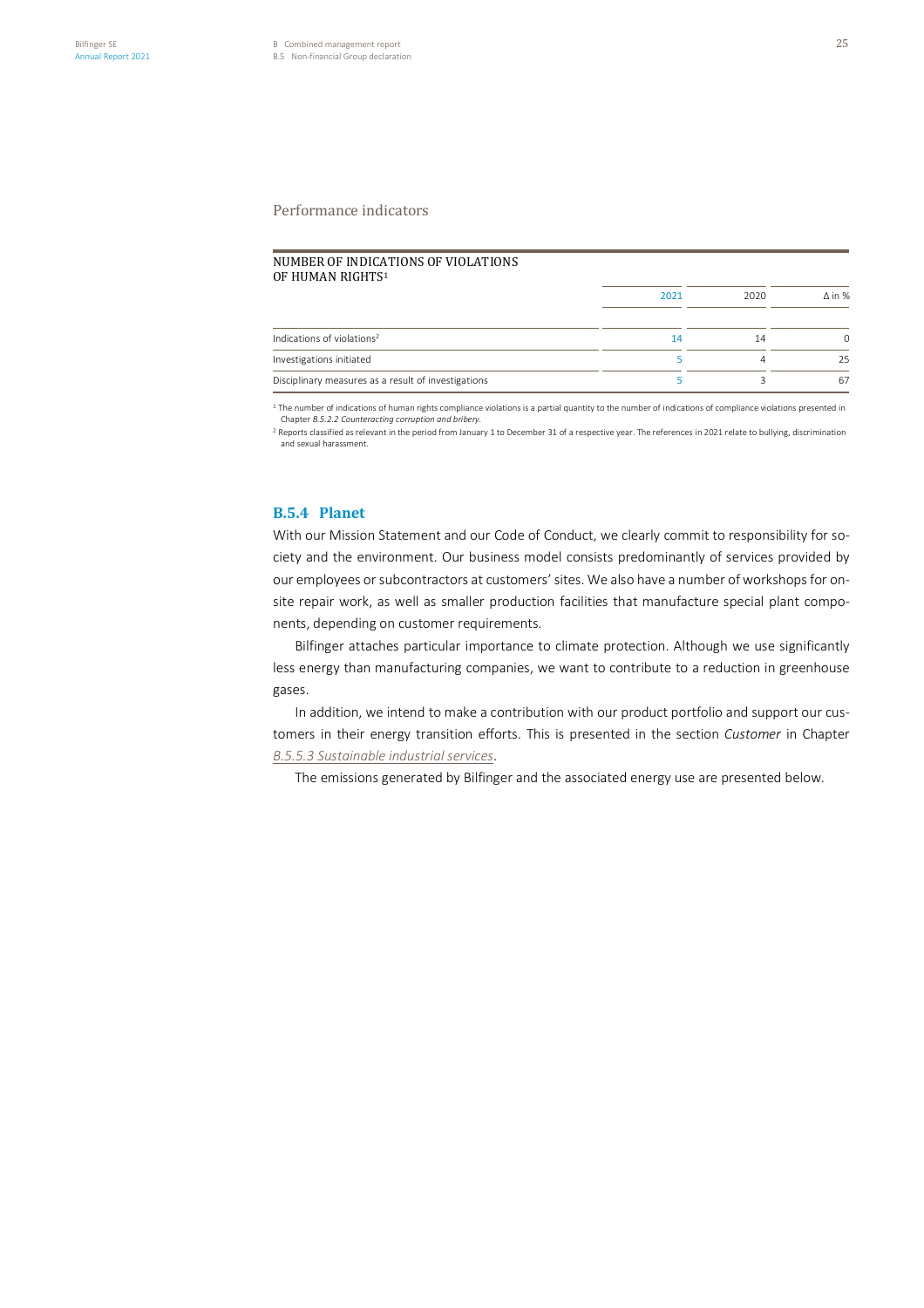Performance indicators

NUMBER OF INDICATIONS OF VIOLATIONS OF HUMAN RIGHTS[1]

| | 2021 | 2020 | Δ in % |
|---|---|---|---|
| Indications of violations[2] | 14 | 14 | 0 |
| Investigations initiated | 5 | 4 | 25 |
| Disciplinary measures as a result of investigations | 5 | 3 | 67 |

[1] The number of indications of human rights compliance violations is a partial quantity to the number of indications of compliance violations presented in Chapter *B.5.2.2 Counteracting corruption and bribery*.

[2] Reports classified as relevant in the period from January 1 to December 31 of a respective year. The references in 2021 relate to bullying, discrimination and sexual harassment.

## B.5.4 Planet

With our Mission Statement and our Code of Conduct, we clearly commit to responsibility for society and the environment. Our business model consists predominantly of services provided by our employees or subcontractors at customers' sites. We also have a number of workshops for on-site repair work, as well as smaller production facilities that manufacture special plant components, depending on customer requirements.

Bilfinger attaches particular importance to climate protection. Although we use significantly less energy than manufacturing companies, we want to contribute to a reduction in greenhouse gases.

In addition, we intend to make a contribution with our product portfolio and support our customers in their energy transition efforts. This is presented in the section *Customer* in Chapter *B.5.5.3 Sustainable industrial services*.

The emissions generated by Bilfinger and the associated energy use are presented below.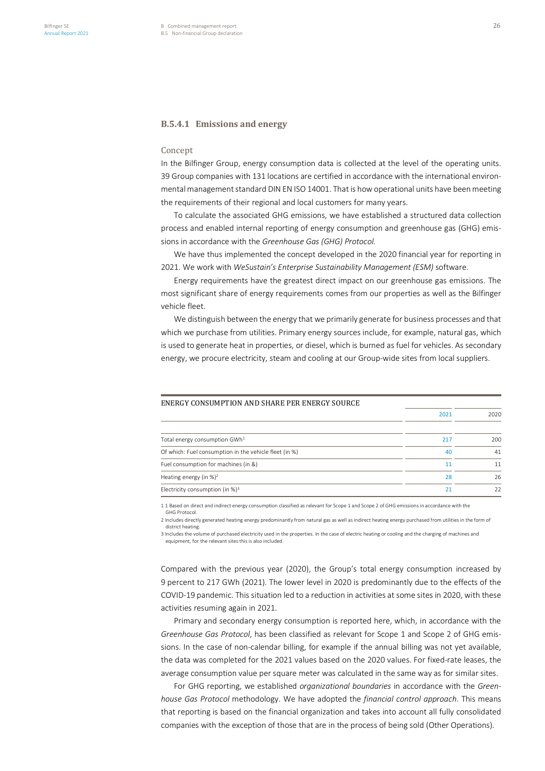### B.5.4.1 Emissions and energy

Concept

In the Bilfinger Group, energy consumption data is collected at the level of the operating units. 39 Group companies with 131 locations are certified in accordance with the international environmental management standard DIN EN ISO 14001. That is how operational units have been meeting the requirements of their regional and local customers for many years.

To calculate the associated GHG emissions, we have established a structured data collection process and enabled internal reporting of energy consumption and greenhouse gas (GHG) emissions in accordance with the *Greenhouse Gas (GHG) Protocol*.

We have thus implemented the concept developed in the 2020 financial year for reporting in 2021. We work with *WeSustain's Enterprise Sustainability Management (ESM)* software.

Energy requirements have the greatest direct impact on our greenhouse gas emissions. The most significant share of energy requirements comes from our properties as well as the Bilfinger vehicle fleet.

We distinguish between the energy that we primarily generate for business processes and that which we purchase from utilities. Primary energy sources include, for example, natural gas, which is used to generate heat in properties, or diesel, which is burned as fuel for vehicles. As secondary energy, we procure electricity, steam and cooling at our Group-wide sites from local suppliers.

ENERGY CONSUMPTION AND SHARE PER ENERGY SOURCE

| | 2021 | 2020 |
|---|---|---|
| Total energy consumption GWh[1] | 217 | 200 |
| Of which: Fuel consumption in the vehicle fleet (in %) | 40 | 41 |
| Fuel consumption for machines (in &) | 11 | 11 |
| Heating energy (in %)[2] | 28 | 26 |
| Electricity consumption (in %)[3] | 21 | 22 |

1 1 Based on direct and indirect energy consumption classified as relevant for Scope 1 and Scope 2 of GHG emissions in accordance with the GHG Protocol.

2 Includes directly generated heating energy predominantly from natural gas as well as indirect heating energy purchased from utilities in the form of district heating.

3 Includes the volume of purchased electricity used in the properties. In the case of electric heating or cooling and the charging of machines and equipment, for the relevant sites this is also included.

Compared with the previous year (2020), the Group's total energy consumption increased by 9 percent to 217 GWh (2021). The lower level in 2020 is predominantly due to the effects of the COVID-19 pandemic. This situation led to a reduction in activities at some sites in 2020, with these activities resuming again in 2021.

Primary and secondary energy consumption is reported here, which, in accordance with the *Greenhouse Gas Protocol*, has been classified as relevant for Scope 1 and Scope 2 of GHG emissions. In the case of non-calendar billing, for example if the annual billing was not yet available, the data was completed for the 2021 values based on the 2020 values. For fixed-rate leases, the average consumption value per square meter was calculated in the same way as for similar sites.

For GHG reporting, we established *organizational boundaries* in accordance with the *Greenhouse Gas Protocol* methodology. We have adopted the *financial control approach*. This means that reporting is based on the financial organization and takes into account all fully consolidated companies with the exception of those that are in the process of being sold (Other Operations).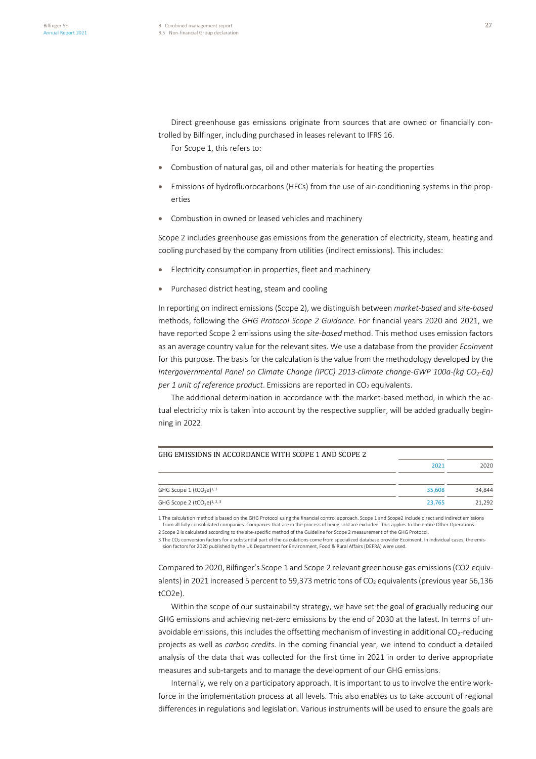Direct greenhouse gas emissions originate from sources that are owned or financially controlled by Bilfinger, including purchased in leases relevant to IFRS 16.

For Scope 1, this refers to:

- Combustion of natural gas, oil and other materials for heating the properties
- Emissions of hydrofluorocarbons (HFCs) from the use of air-conditioning systems in the properties
- Combustion in owned or leased vehicles and machinery

Scope 2 includes greenhouse gas emissions from the generation of electricity, steam, heating and cooling purchased by the company from utilities (indirect emissions). This includes:

- Electricity consumption in properties, fleet and machinery
- Purchased district heating, steam and cooling

In reporting on indirect emissions (Scope 2), we distinguish between *market-based* and *site-based* methods, following the *GHG Protocol Scope 2 Guidance*. For financial years 2020 and 2021, we have reported Scope 2 emissions using the *site-based* method. This method uses emission factors as an average country value for the relevant sites. We use a database from the provider *Ecoinvent* for this purpose. The basis for the calculation is the value from the methodology developed by the *Intergovernmental Panel on Climate Change (IPCC) 2013-climate change-GWP 100a-(kg $CO_2$-Eq) per 1 unit of reference product*. Emissions are reported in $CO_2$ equivalents.

The additional determination in accordance with the market-based method, in which the actual electricity mix is taken into account by the respective supplier, will be added gradually beginning in 2022.

**GHG EMISSIONS IN ACCORDANCE WITH SCOPE 1 AND SCOPE 2**

| | 2021 | 2020 |
|---|---|---|
| GHG Scope 1 ($tCO_2e$)[1, 3] | 35,608 | 34,844 |
| GHG Scope 2 ($tCO_2e$)[1, 2, 3] | 23,765 | 21,292 |

1 The calculation method is based on the GHG Protocol using the financial control approach. Scope 1 and Scope2 include direct and indirect emissions from all fully consolidated companies. Companies that are in the process of being sold are excluded. This applies to the entire Other Operations.
2 Scope 2 is calculated according to the site-specific method of the Guideline for Scope 2 measurement of the GHG Protocol.
3 The $CO_2$ conversion factors for a substantial part of the calculations come from specialized database provider Ecoinvent. In individual cases, the emission factors for 2020 published by the UK Department for Environment, Food & Rural Affairs (DEFRA) were used.

Compared to 2020, Bilfinger's Scope 1 and Scope 2 relevant greenhouse gas emissions (CO2 equivalents) in 2021 increased 5 percent to 59,373 metric tons of $CO_2$ equivalents (previous year 56,136 tCO2e).

Within the scope of our sustainability strategy, we have set the goal of gradually reducing our GHG emissions and achieving net-zero emissions by the end of 2030 at the latest. In terms of unavoidable emissions, this includes the offsetting mechanism of investing in additional $CO_2$-reducing projects as well as *carbon credits*. In the coming financial year, we intend to conduct a detailed analysis of the data that was collected for the first time in 2021 in order to derive appropriate measures and sub-targets and to manage the development of our GHG emissions.

Internally, we rely on a participatory approach. It is important to us to involve the entire workforce in the implementation process at all levels. This also enables us to take account of regional differences in regulations and legislation. Various instruments will be used to ensure the goals are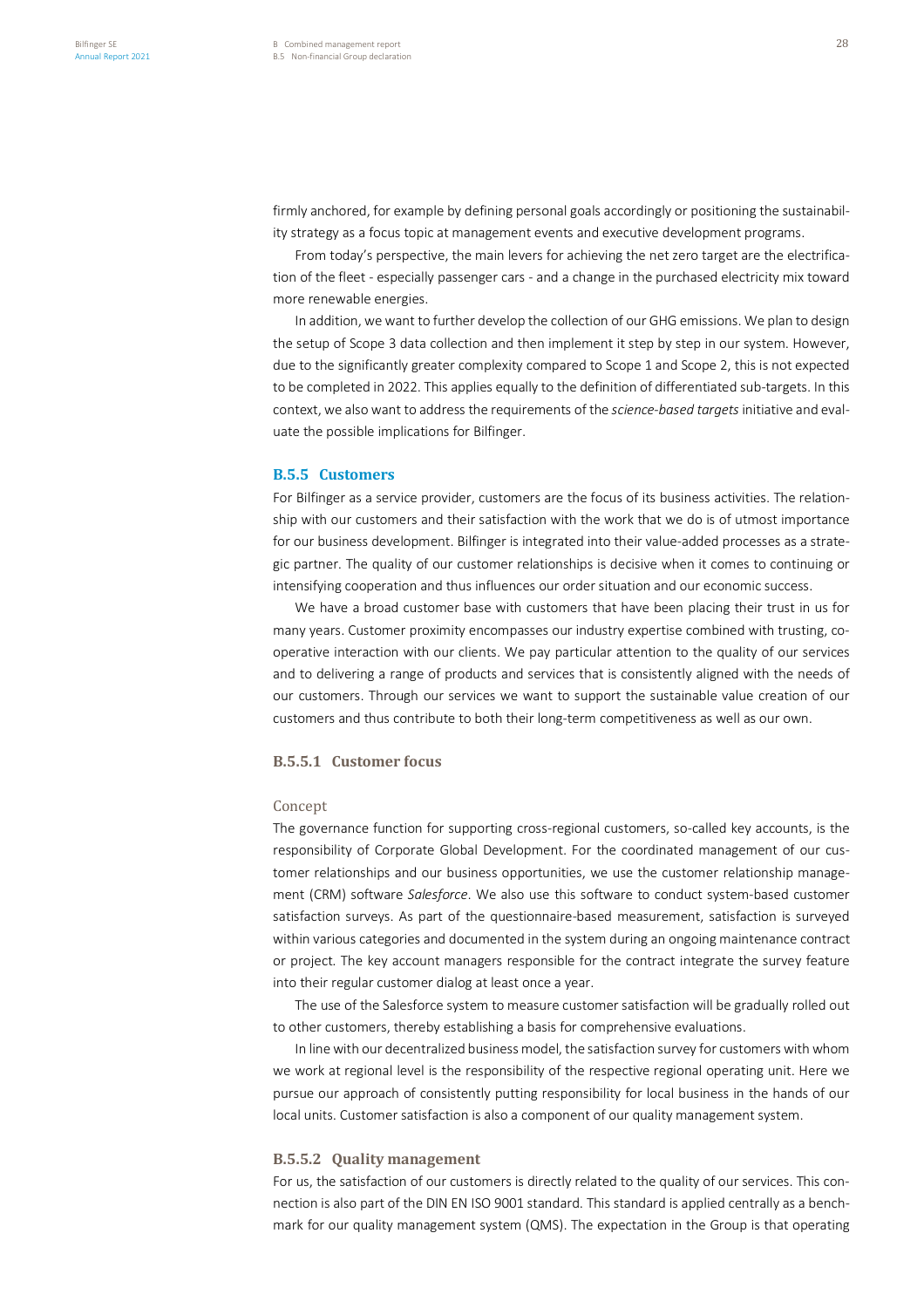firmly anchored, for example by defining personal goals accordingly or positioning the sustainability strategy as a focus topic at management events and executive development programs.

From today's perspective, the main levers for achieving the net zero target are the electrification of the fleet - especially passenger cars - and a change in the purchased electricity mix toward more renewable energies.

In addition, we want to further develop the collection of our GHG emissions. We plan to design the setup of Scope 3 data collection and then implement it step by step in our system. However, due to the significantly greater complexity compared to Scope 1 and Scope 2, this is not expected to be completed in 2022. This applies equally to the definition of differentiated sub-targets. In this context, we also want to address the requirements of the *science-based targets* initiative and evaluate the possible implications for Bilfinger.

## B.5.5 Customers

For Bilfinger as a service provider, customers are the focus of its business activities. The relationship with our customers and their satisfaction with the work that we do is of utmost importance for our business development. Bilfinger is integrated into their value-added processes as a strategic partner. The quality of our customer relationships is decisive when it comes to continuing or intensifying cooperation and thus influences our order situation and our economic success.

We have a broad customer base with customers that have been placing their trust in us for many years. Customer proximity encompasses our industry expertise combined with trusting, cooperative interaction with our clients. We pay particular attention to the quality of our services and to delivering a range of products and services that is consistently aligned with the needs of our customers. Through our services we want to support the sustainable value creation of our customers and thus contribute to both their long-term competitiveness as well as our own.

### B.5.5.1 Customer focus

#### Concept

The governance function for supporting cross-regional customers, so-called key accounts, is the responsibility of Corporate Global Development. For the coordinated management of our customer relationships and our business opportunities, we use the customer relationship management (CRM) software *Salesforce*. We also use this software to conduct system-based customer satisfaction surveys. As part of the questionnaire-based measurement, satisfaction is surveyed within various categories and documented in the system during an ongoing maintenance contract or project. The key account managers responsible for the contract integrate the survey feature into their regular customer dialog at least once a year.

The use of the Salesforce system to measure customer satisfaction will be gradually rolled out to other customers, thereby establishing a basis for comprehensive evaluations.

In line with our decentralized business model, the satisfaction survey for customers with whom we work at regional level is the responsibility of the respective regional operating unit. Here we pursue our approach of consistently putting responsibility for local business in the hands of our local units. Customer satisfaction is also a component of our quality management system.

### B.5.5.2 Quality management

For us, the satisfaction of our customers is directly related to the quality of our services. This connection is also part of the DIN EN ISO 9001 standard. This standard is applied centrally as a benchmark for our quality management system (QMS). The expectation in the Group is that operating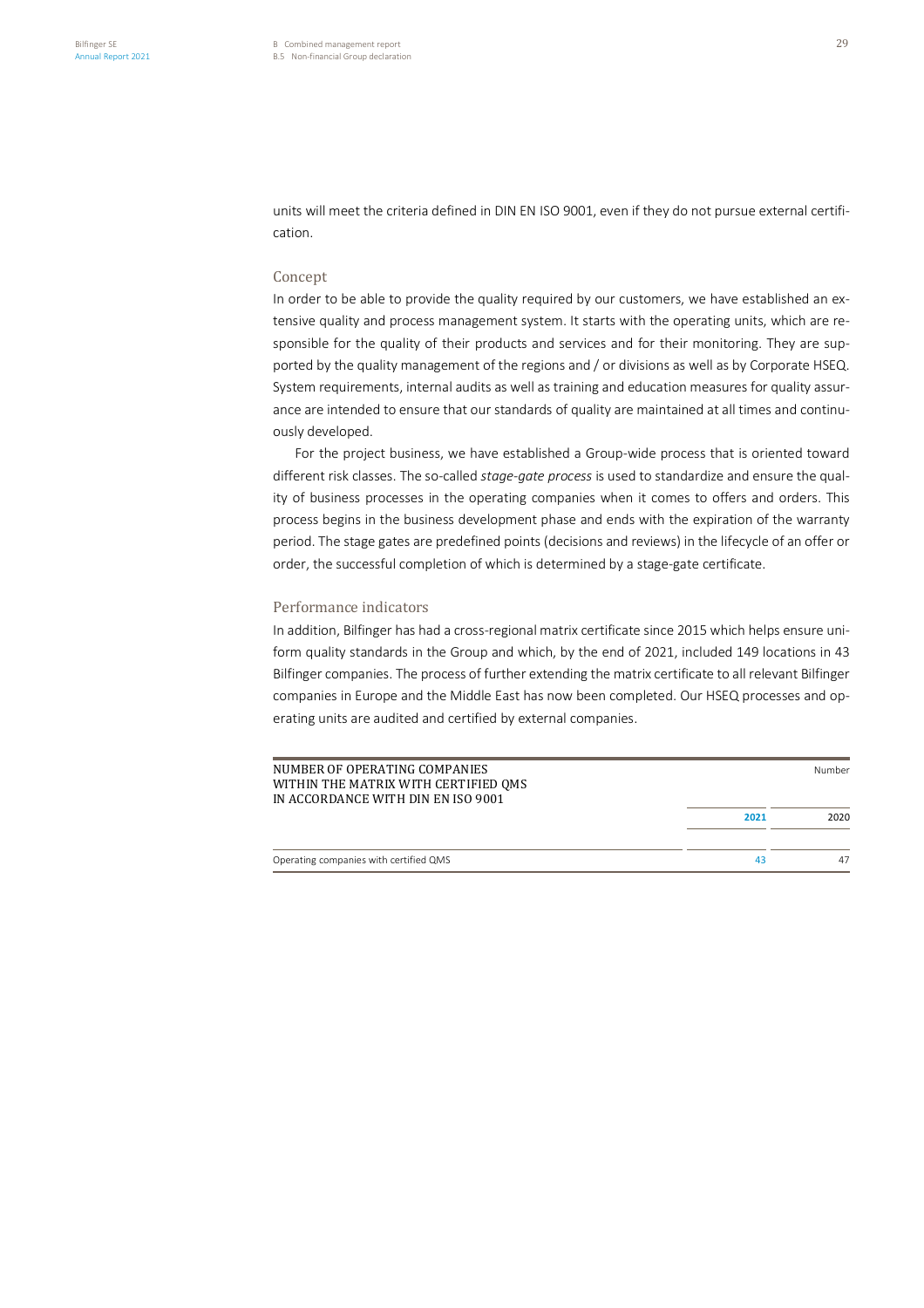units will meet the criteria defined in DIN EN ISO 9001, even if they do not pursue external certification.

### Concept

In order to be able to provide the quality required by our customers, we have established an extensive quality and process management system. It starts with the operating units, which are responsible for the quality of their products and services and for their monitoring. They are supported by the quality management of the regions and / or divisions as well as by Corporate HSEQ. System requirements, internal audits as well as training and education measures for quality assurance are intended to ensure that our standards of quality are maintained at all times and continuously developed.

For the project business, we have established a Group-wide process that is oriented toward different risk classes. The so-called *stage-gate process* is used to standardize and ensure the quality of business processes in the operating companies when it comes to offers and orders. This process begins in the business development phase and ends with the expiration of the warranty period. The stage gates are predefined points (decisions and reviews) in the lifecycle of an offer or order, the successful completion of which is determined by a stage-gate certificate.

### Performance indicators

In addition, Bilfinger has had a cross-regional matrix certificate since 2015 which helps ensure uniform quality standards in the Group and which, by the end of 2021, included 149 locations in 43 Bilfinger companies. The process of further extending the matrix certificate to all relevant Bilfinger companies in Europe and the Middle East has now been completed. Our HSEQ processes and operating units are audited and certified by external companies.

| NUMBER OF OPERATING COMPANIES WITHIN THE MATRIX WITH CERTIFIED QMS IN ACCORDANCE WITH DIN EN ISO 9001 | | Number |
|---|---|---|
| | **2021** | 2020 |
| Operating companies with certified QMS | 43 | 47 |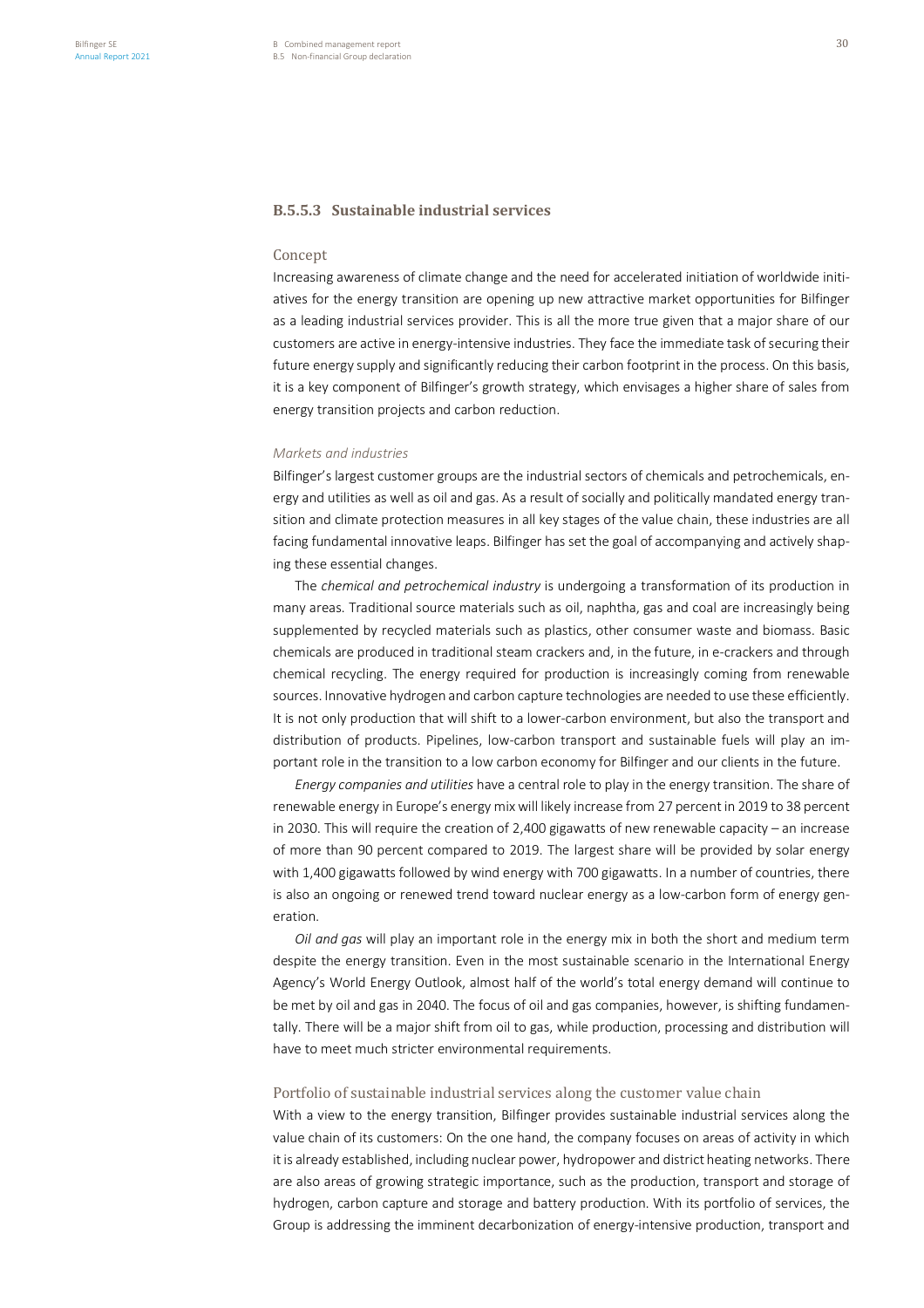### B.5.5.3 Sustainable industrial services

#### Concept

Increasing awareness of climate change and the need for accelerated initiation of worldwide initiatives for the energy transition are opening up new attractive market opportunities for Bilfinger as a leading industrial services provider. This is all the more true given that a major share of our customers are active in energy-intensive industries. They face the immediate task of securing their future energy supply and significantly reducing their carbon footprint in the process. On this basis, it is a key component of Bilfinger's growth strategy, which envisages a higher share of sales from energy transition projects and carbon reduction.

*Markets and industries*

Bilfinger's largest customer groups are the industrial sectors of chemicals and petrochemicals, energy and utilities as well as oil and gas. As a result of socially and politically mandated energy transition and climate protection measures in all key stages of the value chain, these industries are all facing fundamental innovative leaps. Bilfinger has set the goal of accompanying and actively shaping these essential changes.

The *chemical and petrochemical industry* is undergoing a transformation of its production in many areas. Traditional source materials such as oil, naphtha, gas and coal are increasingly being supplemented by recycled materials such as plastics, other consumer waste and biomass. Basic chemicals are produced in traditional steam crackers and, in the future, in e-crackers and through chemical recycling. The energy required for production is increasingly coming from renewable sources. Innovative hydrogen and carbon capture technologies are needed to use these efficiently. It is not only production that will shift to a lower-carbon environment, but also the transport and distribution of products. Pipelines, low-carbon transport and sustainable fuels will play an important role in the transition to a low carbon economy for Bilfinger and our clients in the future.

*Energy companies and utilities* have a central role to play in the energy transition. The share of renewable energy in Europe's energy mix will likely increase from 27 percent in 2019 to 38 percent in 2030. This will require the creation of 2,400 gigawatts of new renewable capacity – an increase of more than 90 percent compared to 2019. The largest share will be provided by solar energy with 1,400 gigawatts followed by wind energy with 700 gigawatts. In a number of countries, there is also an ongoing or renewed trend toward nuclear energy as a low-carbon form of energy generation.

*Oil and gas* will play an important role in the energy mix in both the short and medium term despite the energy transition. Even in the most sustainable scenario in the International Energy Agency's World Energy Outlook, almost half of the world's total energy demand will continue to be met by oil and gas in 2040. The focus of oil and gas companies, however, is shifting fundamentally. There will be a major shift from oil to gas, while production, processing and distribution will have to meet much stricter environmental requirements.

#### Portfolio of sustainable industrial services along the customer value chain

With a view to the energy transition, Bilfinger provides sustainable industrial services along the value chain of its customers: On the one hand, the company focuses on areas of activity in which it is already established, including nuclear power, hydropower and district heating networks. There are also areas of growing strategic importance, such as the production, transport and storage of hydrogen, carbon capture and storage and battery production. With its portfolio of services, the Group is addressing the imminent decarbonization of energy-intensive production, transport and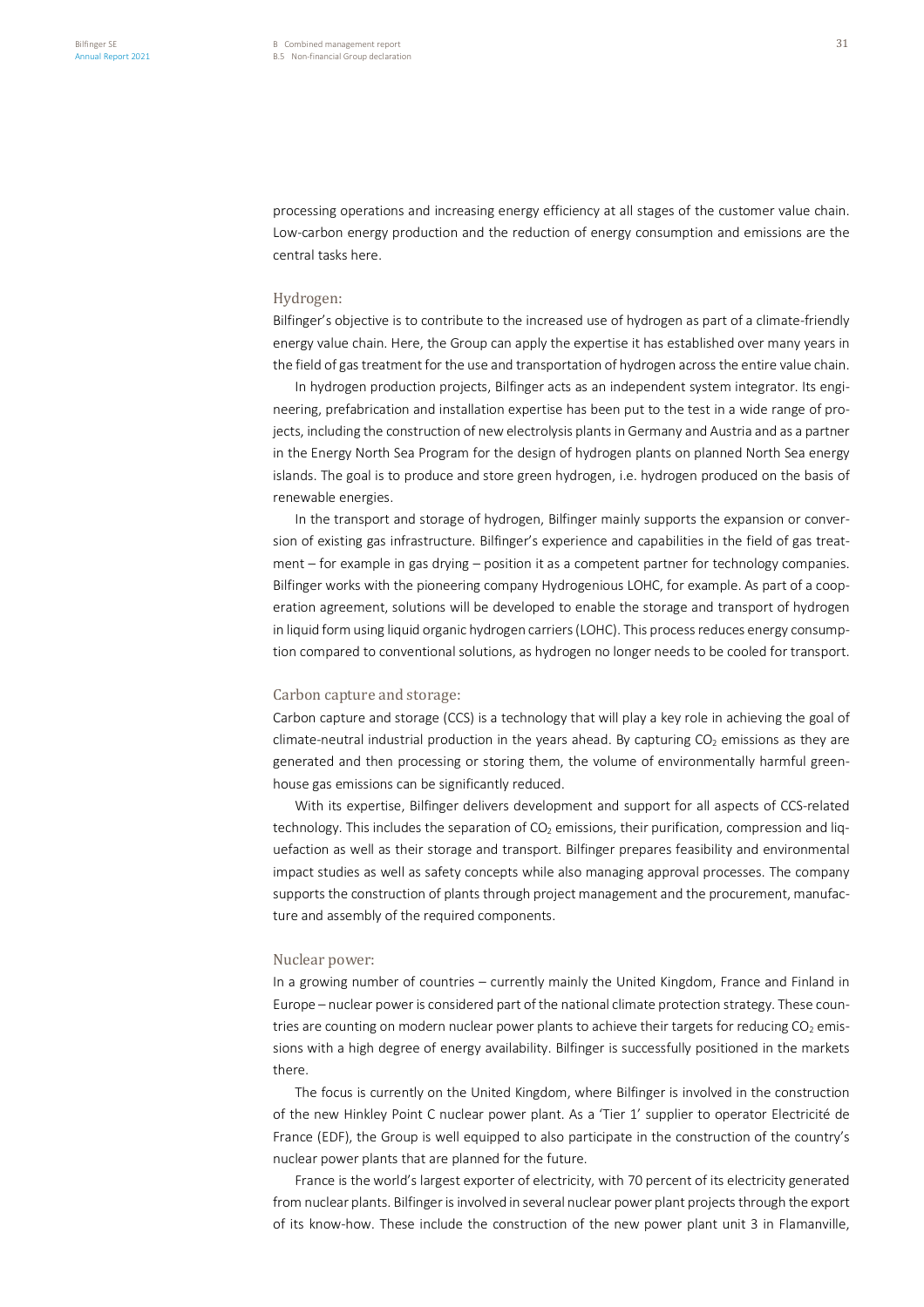processing operations and increasing energy efficiency at all stages of the customer value chain. Low-carbon energy production and the reduction of energy consumption and emissions are the central tasks here.

### Hydrogen:

Bilfinger's objective is to contribute to the increased use of hydrogen as part of a climate-friendly energy value chain. Here, the Group can apply the expertise it has established over many years in the field of gas treatment for the use and transportation of hydrogen across the entire value chain.

In hydrogen production projects, Bilfinger acts as an independent system integrator. Its engineering, prefabrication and installation expertise has been put to the test in a wide range of projects, including the construction of new electrolysis plants in Germany and Austria and as a partner in the Energy North Sea Program for the design of hydrogen plants on planned North Sea energy islands. The goal is to produce and store green hydrogen, i.e. hydrogen produced on the basis of renewable energies.

In the transport and storage of hydrogen, Bilfinger mainly supports the expansion or conversion of existing gas infrastructure. Bilfinger's experience and capabilities in the field of gas treatment – for example in gas drying – position it as a competent partner for technology companies. Bilfinger works with the pioneering company Hydrogenious LOHC, for example. As part of a cooperation agreement, solutions will be developed to enable the storage and transport of hydrogen in liquid form using liquid organic hydrogen carriers (LOHC). This process reduces energy consumption compared to conventional solutions, as hydrogen no longer needs to be cooled for transport.

### Carbon capture and storage:

Carbon capture and storage (CCS) is a technology that will play a key role in achieving the goal of climate-neutral industrial production in the years ahead. By capturing $CO_2$ emissions as they are generated and then processing or storing them, the volume of environmentally harmful greenhouse gas emissions can be significantly reduced.

With its expertise, Bilfinger delivers development and support for all aspects of CCS-related technology. This includes the separation of $CO_2$ emissions, their purification, compression and liquefaction as well as their storage and transport. Bilfinger prepares feasibility and environmental impact studies as well as safety concepts while also managing approval processes. The company supports the construction of plants through project management and the procurement, manufacture and assembly of the required components.

### Nuclear power:

In a growing number of countries – currently mainly the United Kingdom, France and Finland in Europe – nuclear power is considered part of the national climate protection strategy. These countries are counting on modern nuclear power plants to achieve their targets for reducing $CO_2$ emissions with a high degree of energy availability. Bilfinger is successfully positioned in the markets there.

The focus is currently on the United Kingdom, where Bilfinger is involved in the construction of the new Hinkley Point C nuclear power plant. As a 'Tier 1' supplier to operator Electricité de France (EDF), the Group is well equipped to also participate in the construction of the country's nuclear power plants that are planned for the future.

France is the world's largest exporter of electricity, with 70 percent of its electricity generated from nuclear plants. Bilfinger is involved in several nuclear power plant projects through the export of its know-how. These include the construction of the new power plant unit 3 in Flamanville,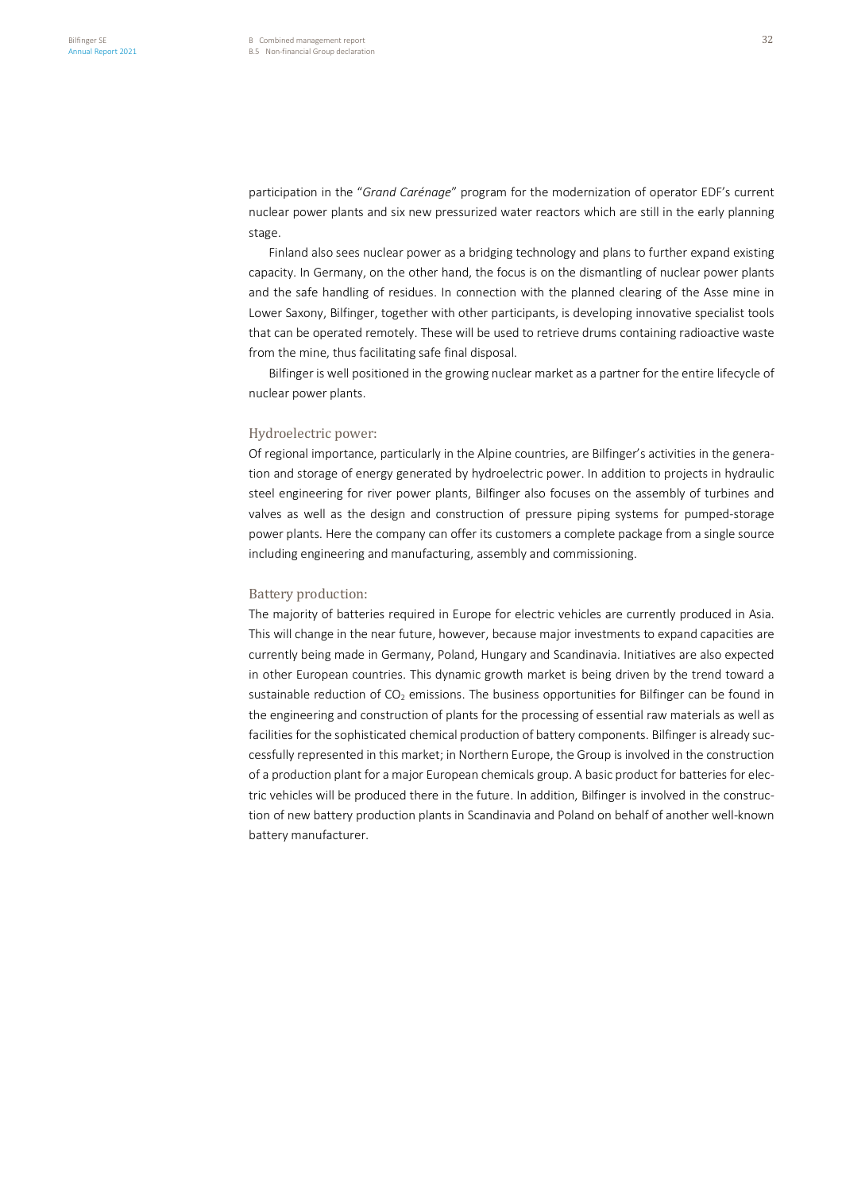participation in the "*Grand Carénage*" program for the modernization of operator EDF's current nuclear power plants and six new pressurized water reactors which are still in the early planning stage.

Finland also sees nuclear power as a bridging technology and plans to further expand existing capacity. In Germany, on the other hand, the focus is on the dismantling of nuclear power plants and the safe handling of residues. In connection with the planned clearing of the Asse mine in Lower Saxony, Bilfinger, together with other participants, is developing innovative specialist tools that can be operated remotely. These will be used to retrieve drums containing radioactive waste from the mine, thus facilitating safe final disposal.

Bilfinger is well positioned in the growing nuclear market as a partner for the entire lifecycle of nuclear power plants.

### Hydroelectric power:

Of regional importance, particularly in the Alpine countries, are Bilfinger's activities in the generation and storage of energy generated by hydroelectric power. In addition to projects in hydraulic steel engineering for river power plants, Bilfinger also focuses on the assembly of turbines and valves as well as the design and construction of pressure piping systems for pumped-storage power plants. Here the company can offer its customers a complete package from a single source including engineering and manufacturing, assembly and commissioning.

### Battery production:

The majority of batteries required in Europe for electric vehicles are currently produced in Asia. This will change in the near future, however, because major investments to expand capacities are currently being made in Germany, Poland, Hungary and Scandinavia. Initiatives are also expected in other European countries. This dynamic growth market is being driven by the trend toward a sustainable reduction of $CO_2$ emissions. The business opportunities for Bilfinger can be found in the engineering and construction of plants for the processing of essential raw materials as well as facilities for the sophisticated chemical production of battery components. Bilfinger is already successfully represented in this market; in Northern Europe, the Group is involved in the construction of a production plant for a major European chemicals group. A basic product for batteries for electric vehicles will be produced there in the future. In addition, Bilfinger is involved in the construction of new battery production plants in Scandinavia and Poland on behalf of another well-known battery manufacturer.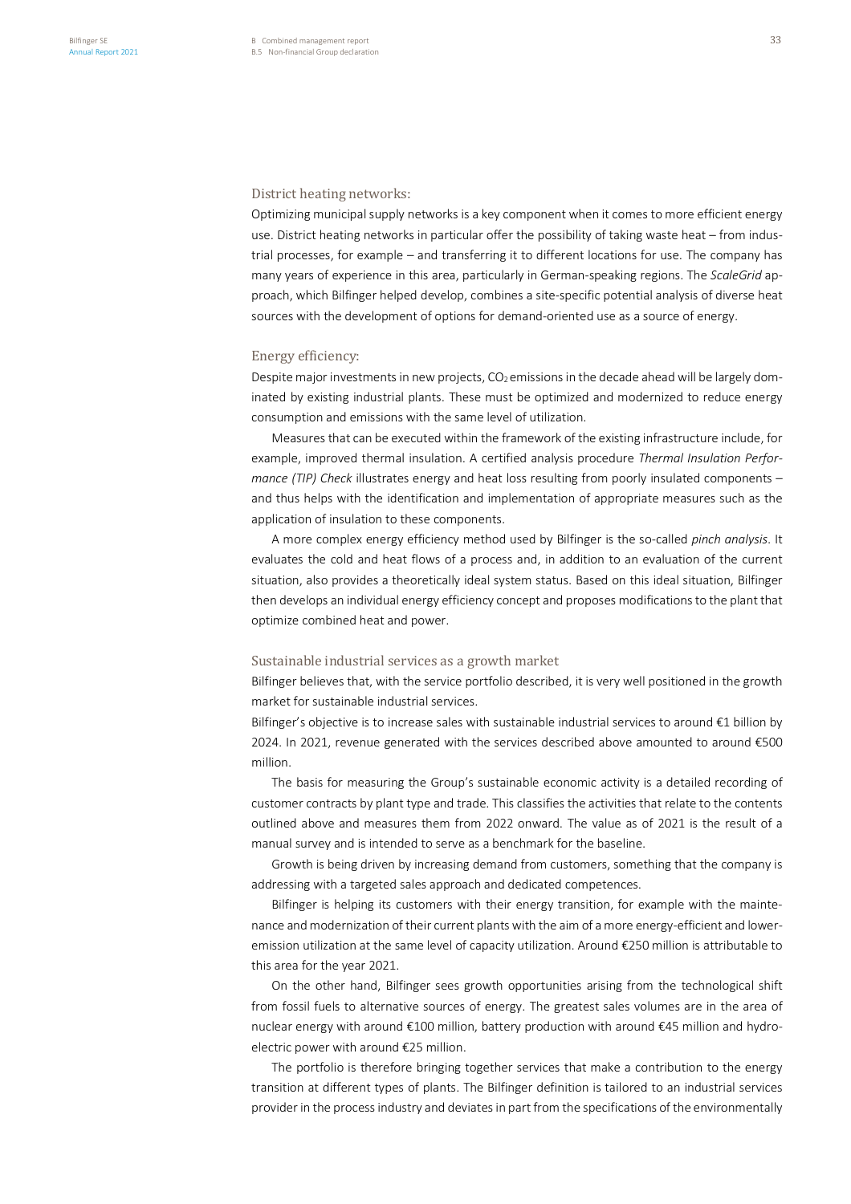### District heating networks:

Optimizing municipal supply networks is a key component when it comes to more efficient energy use. District heating networks in particular offer the possibility of taking waste heat – from industrial processes, for example – and transferring it to different locations for use. The company has many years of experience in this area, particularly in German-speaking regions. The *ScaleGrid* approach, which Bilfinger helped develop, combines a site-specific potential analysis of diverse heat sources with the development of options for demand-oriented use as a source of energy.

### Energy efficiency:

Despite major investments in new projects, $CO_2$ emissions in the decade ahead will be largely dominated by existing industrial plants. These must be optimized and modernized to reduce energy consumption and emissions with the same level of utilization.

Measures that can be executed within the framework of the existing infrastructure include, for example, improved thermal insulation. A certified analysis procedure *Thermal Insulation Performance (TIP) Check* illustrates energy and heat loss resulting from poorly insulated components – and thus helps with the identification and implementation of appropriate measures such as the application of insulation to these components.

A more complex energy efficiency method used by Bilfinger is the so-called *pinch analysis*. It evaluates the cold and heat flows of a process and, in addition to an evaluation of the current situation, also provides a theoretically ideal system status. Based on this ideal situation, Bilfinger then develops an individual energy efficiency concept and proposes modifications to the plant that optimize combined heat and power.

## Sustainable industrial services as a growth market

Bilfinger believes that, with the service portfolio described, it is very well positioned in the growth market for sustainable industrial services.

Bilfinger's objective is to increase sales with sustainable industrial services to around €1 billion by 2024. In 2021, revenue generated with the services described above amounted to around €500 million.

The basis for measuring the Group's sustainable economic activity is a detailed recording of customer contracts by plant type and trade. This classifies the activities that relate to the contents outlined above and measures them from 2022 onward. The value as of 2021 is the result of a manual survey and is intended to serve as a benchmark for the baseline.

Growth is being driven by increasing demand from customers, something that the company is addressing with a targeted sales approach and dedicated competences.

Bilfinger is helping its customers with their energy transition, for example with the maintenance and modernization of their current plants with the aim of a more energy-efficient and lower-emission utilization at the same level of capacity utilization. Around €250 million is attributable to this area for the year 2021.

On the other hand, Bilfinger sees growth opportunities arising from the technological shift from fossil fuels to alternative sources of energy. The greatest sales volumes are in the area of nuclear energy with around €100 million, battery production with around €45 million and hydroelectric power with around €25 million.

The portfolio is therefore bringing together services that make a contribution to the energy transition at different types of plants. The Bilfinger definition is tailored to an industrial services provider in the process industry and deviates in part from the specifications of the environmentally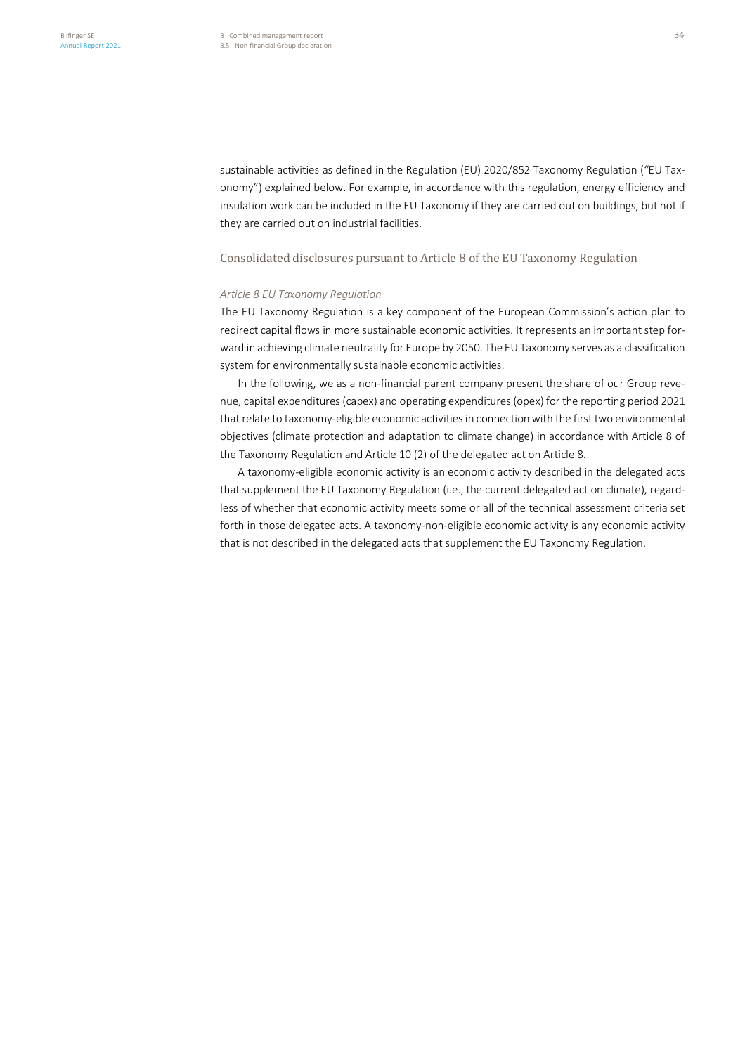sustainable activities as defined in the Regulation (EU) 2020/852 Taxonomy Regulation ("EU Taxonomy") explained below. For example, in accordance with this regulation, energy efficiency and insulation work can be included in the EU Taxonomy if they are carried out on buildings, but not if they are carried out on industrial facilities.

## Consolidated disclosures pursuant to Article 8 of the EU Taxonomy Regulation

*Article 8 EU Taxonomy Regulation*

The EU Taxonomy Regulation is a key component of the European Commission's action plan to redirect capital flows in more sustainable economic activities. It represents an important step forward in achieving climate neutrality for Europe by 2050. The EU Taxonomy serves as a classification system for environmentally sustainable economic activities.

In the following, we as a non-financial parent company present the share of our Group revenue, capital expenditures (capex) and operating expenditures (opex) for the reporting period 2021 that relate to taxonomy-eligible economic activities in connection with the first two environmental objectives (climate protection and adaptation to climate change) in accordance with Article 8 of the Taxonomy Regulation and Article 10 (2) of the delegated act on Article 8.

A taxonomy-eligible economic activity is an economic activity described in the delegated acts that supplement the EU Taxonomy Regulation (i.e., the current delegated act on climate), regardless of whether that economic activity meets some or all of the technical assessment criteria set forth in those delegated acts. A taxonomy-non-eligible economic activity is any economic activity that is not described in the delegated acts that supplement the EU Taxonomy Regulation.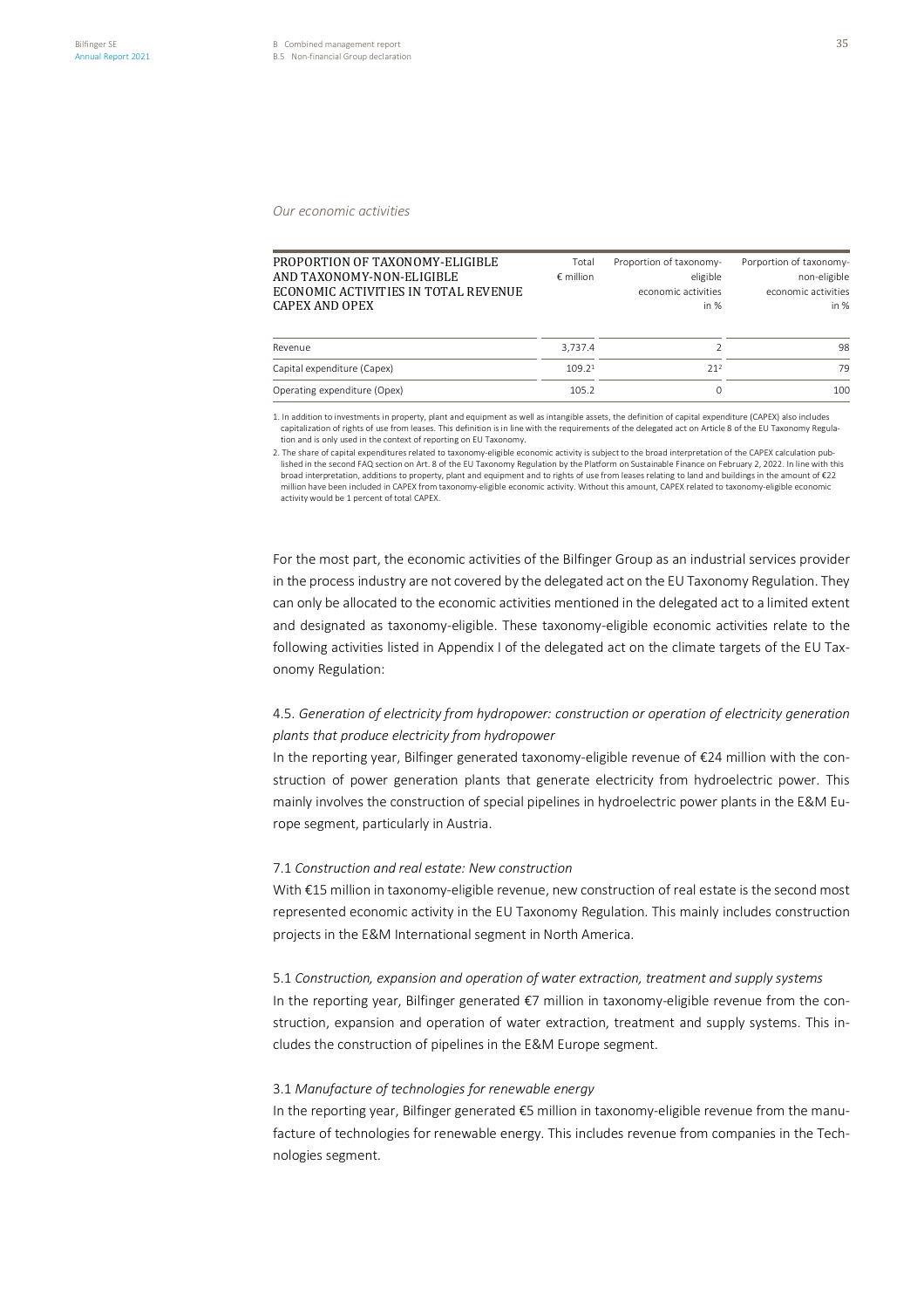*Our economic activities*

| PROPORTION OF TAXONOMY-ELIGIBLE AND TAXONOMY-NON-ELIGIBLE ECONOMIC ACTIVITIES IN TOTAL REVENUE CAPEX AND OPEX | Total € million | Proportion of taxonomy-eligible economic activities in % | Porportion of taxonomy-non-eligible economic activities in % |
|---|---|---|---|
| Revenue | 3,737.4 | 2 | 98 |
| Capital expenditure (Capex) | 109.2[1] | 21[2] | 79 |
| Operating expenditure (Opex) | 105.2 | 0 | 100 |

1. In addition to investments in property, plant and equipment as well as intangible assets, the definition of capital expenditure (CAPEX) also includes capitalization of rights of use from leases. This definition is in line with the requirements of the delegated act on Article 8 of the EU Taxonomy Regulation and is only used in the context of reporting on EU Taxonomy.

2. The share of capital expenditures related to taxonomy-eligible economic activity is subject to the broad interpretation of the CAPEX calculation published in the second FAQ section on Art. 8 of the EU Taxonomy Regulation by the Platform on Sustainable Finance on February 2, 2022. In line with this broad interpretation, additions to property, plant and equipment and to rights of use from leases relating to land and buildings in the amount of €22 million have been included in CAPEX from taxonomy-eligible economic activity. Without this amount, CAPEX related to taxonomy-eligible economic activity would be 1 percent of total CAPEX.

For the most part, the economic activities of the Bilfinger Group as an industrial services provider in the process industry are not covered by the delegated act on the EU Taxonomy Regulation. They can only be allocated to the economic activities mentioned in the delegated act to a limited extent and designated as taxonomy-eligible. These taxonomy-eligible economic activities relate to the following activities listed in Appendix I of the delegated act on the climate targets of the EU Taxonomy Regulation:

4.5. *Generation of electricity from hydropower: construction or operation of electricity generation plants that produce electricity from hydropower*

In the reporting year, Bilfinger generated taxonomy-eligible revenue of €24 million with the construction of power generation plants that generate electricity from hydroelectric power. This mainly involves the construction of special pipelines in hydroelectric power plants in the E&M Europe segment, particularly in Austria.

7.1 *Construction and real estate: New construction*

With €15 million in taxonomy-eligible revenue, new construction of real estate is the second most represented economic activity in the EU Taxonomy Regulation. This mainly includes construction projects in the E&M International segment in North America.

5.1 *Construction, expansion and operation of water extraction, treatment and supply systems*

In the reporting year, Bilfinger generated €7 million in taxonomy-eligible revenue from the construction, expansion and operation of water extraction, treatment and supply systems. This includes the construction of pipelines in the E&M Europe segment.

3.1 *Manufacture of technologies for renewable energy*

In the reporting year, Bilfinger generated €5 million in taxonomy-eligible revenue from the manufacture of technologies for renewable energy. This includes revenue from companies in the Technologies segment.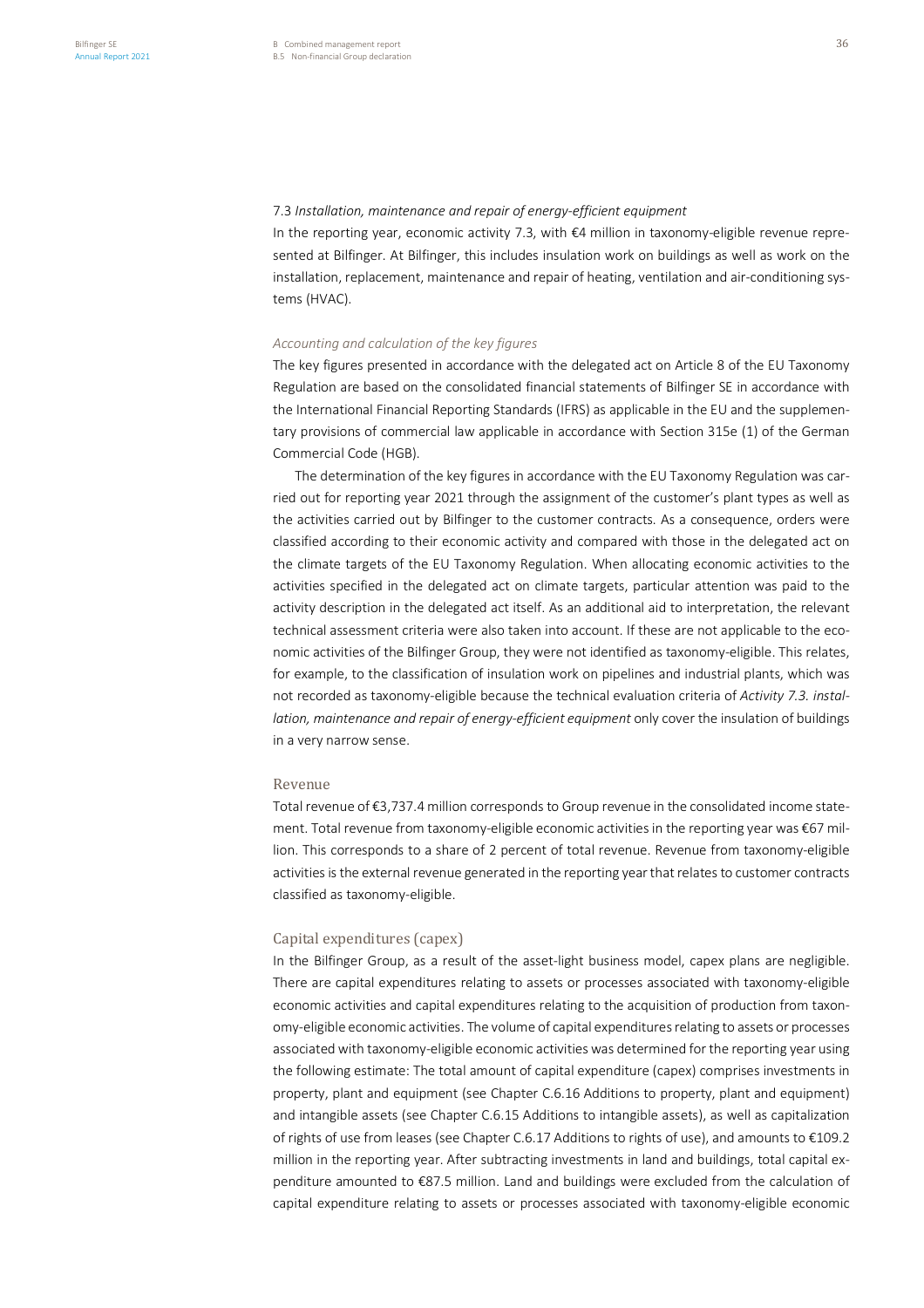7.3 *Installation, maintenance and repair of energy-efficient equipment*
In the reporting year, economic activity 7.3, with €4 million in taxonomy-eligible revenue represented at Bilfinger. At Bilfinger, this includes insulation work on buildings as well as work on the installation, replacement, maintenance and repair of heating, ventilation and air-conditioning systems (HVAC).

*Accounting and calculation of the key figures*
The key figures presented in accordance with the delegated act on Article 8 of the EU Taxonomy Regulation are based on the consolidated financial statements of Bilfinger SE in accordance with the International Financial Reporting Standards (IFRS) as applicable in the EU and the supplementary provisions of commercial law applicable in accordance with Section 315e (1) of the German Commercial Code (HGB).

The determination of the key figures in accordance with the EU Taxonomy Regulation was carried out for reporting year 2021 through the assignment of the customer's plant types as well as the activities carried out by Bilfinger to the customer contracts. As a consequence, orders were classified according to their economic activity and compared with those in the delegated act on the climate targets of the EU Taxonomy Regulation. When allocating economic activities to the activities specified in the delegated act on climate targets, particular attention was paid to the activity description in the delegated act itself. As an additional aid to interpretation, the relevant technical assessment criteria were also taken into account. If these are not applicable to the economic activities of the Bilfinger Group, they were not identified as taxonomy-eligible. This relates, for example, to the classification of insulation work on pipelines and industrial plants, which was not recorded as taxonomy-eligible because the technical evaluation criteria of *Activity 7.3. installation, maintenance and repair of energy-efficient equipment* only cover the insulation of buildings in a very narrow sense.

## Revenue

Total revenue of €3,737.4 million corresponds to Group revenue in the consolidated income statement. Total revenue from taxonomy-eligible economic activities in the reporting year was €67 million. This corresponds to a share of 2 percent of total revenue. Revenue from taxonomy-eligible activities is the external revenue generated in the reporting year that relates to customer contracts classified as taxonomy-eligible.

## Capital expenditures (capex)

In the Bilfinger Group, as a result of the asset-light business model, capex plans are negligible. There are capital expenditures relating to assets or processes associated with taxonomy-eligible economic activities and capital expenditures relating to the acquisition of production from taxonomy-eligible economic activities. The volume of capital expenditures relating to assets or processes associated with taxonomy-eligible economic activities was determined for the reporting year using the following estimate: The total amount of capital expenditure (capex) comprises investments in property, plant and equipment (see Chapter C.6.16 Additions to property, plant and equipment) and intangible assets (see Chapter C.6.15 Additions to intangible assets), as well as capitalization of rights of use from leases (see Chapter C.6.17 Additions to rights of use), and amounts to €109.2 million in the reporting year. After subtracting investments in land and buildings, total capital expenditure amounted to €87.5 million. Land and buildings were excluded from the calculation of capital expenditure relating to assets or processes associated with taxonomy-eligible economic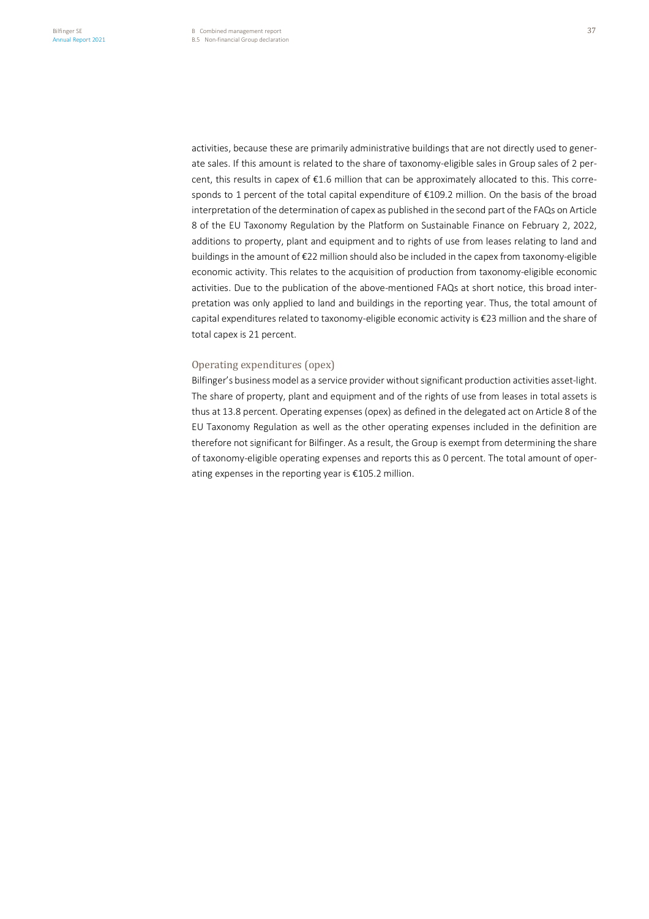activities, because these are primarily administrative buildings that are not directly used to generate sales. If this amount is related to the share of taxonomy-eligible sales in Group sales of 2 percent, this results in capex of €1.6 million that can be approximately allocated to this. This corresponds to 1 percent of the total capital expenditure of €109.2 million. On the basis of the broad interpretation of the determination of capex as published in the second part of the FAQs on Article 8 of the EU Taxonomy Regulation by the Platform on Sustainable Finance on February 2, 2022, additions to property, plant and equipment and to rights of use from leases relating to land and buildings in the amount of €22 million should also be included in the capex from taxonomy-eligible economic activity. This relates to the acquisition of production from taxonomy-eligible economic activities. Due to the publication of the above-mentioned FAQs at short notice, this broad interpretation was only applied to land and buildings in the reporting year. Thus, the total amount of capital expenditures related to taxonomy-eligible economic activity is €23 million and the share of total capex is 21 percent.

### Operating expenditures (opex)

Bilfinger's business model as a service provider without significant production activities asset-light. The share of property, plant and equipment and of the rights of use from leases in total assets is thus at 13.8 percent. Operating expenses (opex) as defined in the delegated act on Article 8 of the EU Taxonomy Regulation as well as the other operating expenses included in the definition are therefore not significant for Bilfinger. As a result, the Group is exempt from determining the share of taxonomy-eligible operating expenses and reports this as 0 percent. The total amount of operating expenses in the reporting year is €105.2 million.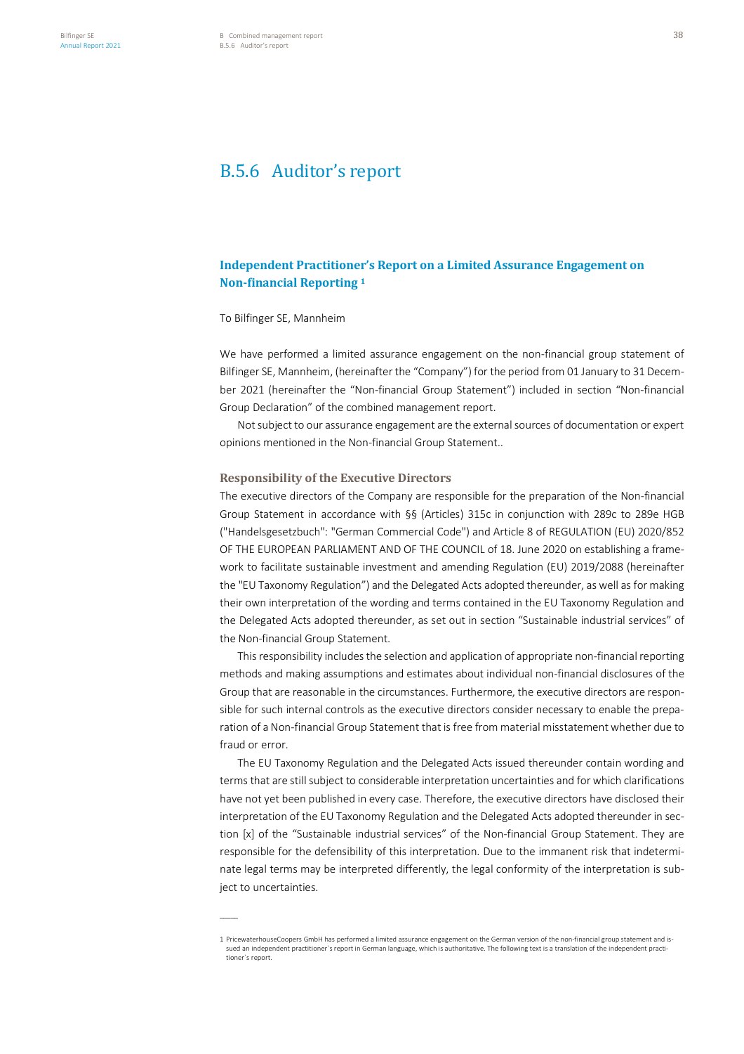# B.5.6 Auditor's report

## Independent Practitioner's Report on a Limited Assurance Engagement on Non-financial Reporting [1]

To Bilfinger SE, Mannheim

We have performed a limited assurance engagement on the non-financial group statement of Bilfinger SE, Mannheim, (hereinafter the "Company") for the period from 01 January to 31 December 2021 (hereinafter the "Non-financial Group Statement") included in section "Non-financial Group Declaration" of the combined management report.

Not subject to our assurance engagement are the external sources of documentation or expert opinions mentioned in the Non-financial Group Statement..

### Responsibility of the Executive Directors

The executive directors of the Company are responsible for the preparation of the Non-financial Group Statement in accordance with §§ (Articles) 315c in conjunction with 289c to 289e HGB ("Handelsgesetzbuch": "German Commercial Code") and Article 8 of REGULATION (EU) 2020/852 OF THE EUROPEAN PARLIAMENT AND OF THE COUNCIL of 18. June 2020 on establishing a framework to facilitate sustainable investment and amending Regulation (EU) 2019/2088 (hereinafter the "EU Taxonomy Regulation") and the Delegated Acts adopted thereunder, as well as for making their own interpretation of the wording and terms contained in the EU Taxonomy Regulation and the Delegated Acts adopted thereunder, as set out in section "Sustainable industrial services" of the Non-financial Group Statement.

This responsibility includes the selection and application of appropriate non-financial reporting methods and making assumptions and estimates about individual non-financial disclosures of the Group that are reasonable in the circumstances. Furthermore, the executive directors are responsible for such internal controls as the executive directors consider necessary to enable the preparation of a Non-financial Group Statement that is free from material misstatement whether due to fraud or error.

The EU Taxonomy Regulation and the Delegated Acts issued thereunder contain wording and terms that are still subject to considerable interpretation uncertainties and for which clarifications have not yet been published in every case. Therefore, the executive directors have disclosed their interpretation of the EU Taxonomy Regulation and the Delegated Acts adopted thereunder in section [x] of the "Sustainable industrial services" of the Non-financial Group Statement. They are responsible for the defensibility of this interpretation. Due to the immanent risk that indeterminate legal terms may be interpreted differently, the legal conformity of the interpretation is subject to uncertainties.

---

1 PricewaterhouseCoopers GmbH has performed a limited assurance engagement on the German version of the non-financial group statement and issued an independent practitioner`s report in German language, which is authoritative. The following text is a translation of the independent practitioner`s report.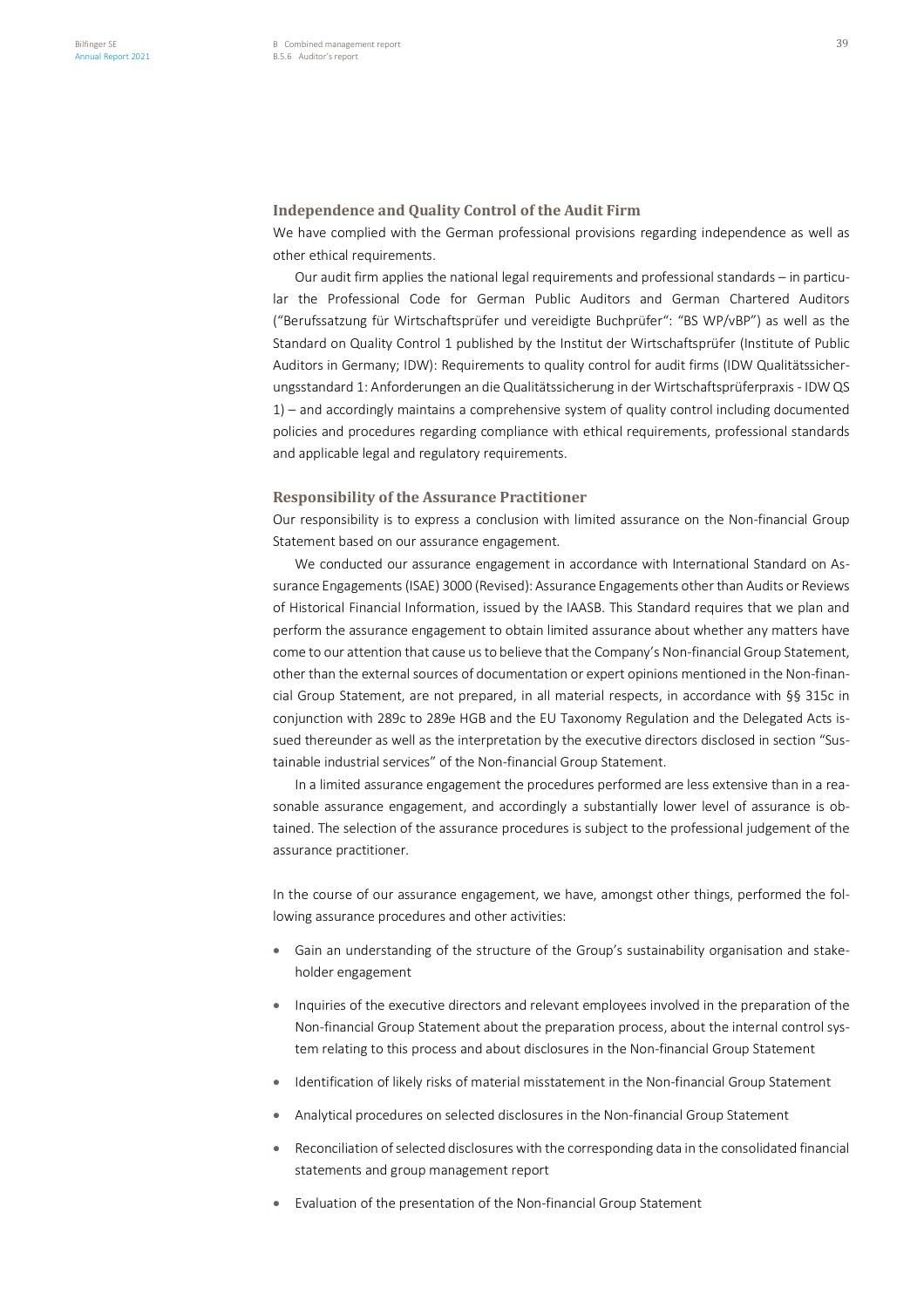### Independence and Quality Control of the Audit Firm

We have complied with the German professional provisions regarding independence as well as other ethical requirements.

Our audit firm applies the national legal requirements and professional standards – in particular the Professional Code for German Public Auditors and German Chartered Auditors ("Berufssatzung für Wirtschaftsprüfer und vereidigte Buchprüfer": "BS WP/vBP") as well as the Standard on Quality Control 1 published by the Institut der Wirtschaftsprüfer (Institute of Public Auditors in Germany; IDW): Requirements to quality control for audit firms (IDW Qualitätssicherungsstandard 1: Anforderungen an die Qualitätssicherung in der Wirtschaftsprüferpraxis - IDW QS 1) – and accordingly maintains a comprehensive system of quality control including documented policies and procedures regarding compliance with ethical requirements, professional standards and applicable legal and regulatory requirements.

### Responsibility of the Assurance Practitioner

Our responsibility is to express a conclusion with limited assurance on the Non-financial Group Statement based on our assurance engagement.

We conducted our assurance engagement in accordance with International Standard on Assurance Engagements (ISAE) 3000 (Revised): Assurance Engagements other than Audits or Reviews of Historical Financial Information, issued by the IAASB. This Standard requires that we plan and perform the assurance engagement to obtain limited assurance about whether any matters have come to our attention that cause us to believe that the Company's Non-financial Group Statement, other than the external sources of documentation or expert opinions mentioned in the Non-financial Group Statement, are not prepared, in all material respects, in accordance with §§ 315c in conjunction with 289c to 289e HGB and the EU Taxonomy Regulation and the Delegated Acts issued thereunder as well as the interpretation by the executive directors disclosed in section "Sustainable industrial services" of the Non-financial Group Statement.

In a limited assurance engagement the procedures performed are less extensive than in a reasonable assurance engagement, and accordingly a substantially lower level of assurance is obtained. The selection of the assurance procedures is subject to the professional judgement of the assurance practitioner.

In the course of our assurance engagement, we have, amongst other things, performed the following assurance procedures and other activities:

- Gain an understanding of the structure of the Group's sustainability organisation and stakeholder engagement
- Inquiries of the executive directors and relevant employees involved in the preparation of the Non-financial Group Statement about the preparation process, about the internal control system relating to this process and about disclosures in the Non-financial Group Statement
- Identification of likely risks of material misstatement in the Non-financial Group Statement
- Analytical procedures on selected disclosures in the Non-financial Group Statement
- Reconciliation of selected disclosures with the corresponding data in the consolidated financial statements and group management report
- Evaluation of the presentation of the Non-financial Group Statement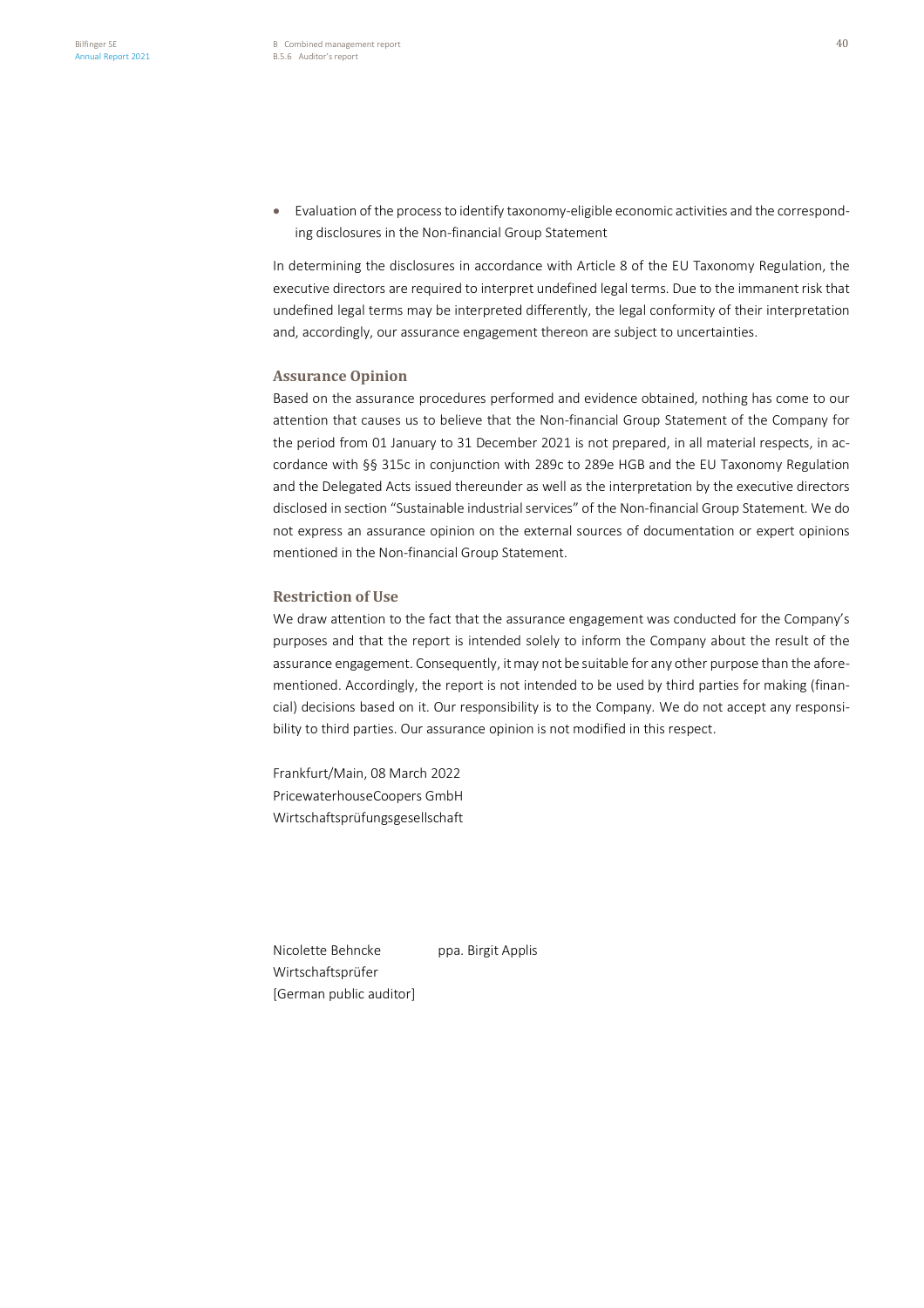- Evaluation of the process to identify taxonomy-eligible economic activities and the corresponding disclosures in the Non-financial Group Statement

In determining the disclosures in accordance with Article 8 of the EU Taxonomy Regulation, the executive directors are required to interpret undefined legal terms. Due to the immanent risk that undefined legal terms may be interpreted differently, the legal conformity of their interpretation and, accordingly, our assurance engagement thereon are subject to uncertainties.

### Assurance Opinion

Based on the assurance procedures performed and evidence obtained, nothing has come to our attention that causes us to believe that the Non-financial Group Statement of the Company for the period from 01 January to 31 December 2021 is not prepared, in all material respects, in accordance with §§ 315c in conjunction with 289c to 289e HGB and the EU Taxonomy Regulation and the Delegated Acts issued thereunder as well as the interpretation by the executive directors disclosed in section "Sustainable industrial services" of the Non-financial Group Statement. We do not express an assurance opinion on the external sources of documentation or expert opinions mentioned in the Non-financial Group Statement.

### Restriction of Use

We draw attention to the fact that the assurance engagement was conducted for the Company's purposes and that the report is intended solely to inform the Company about the result of the assurance engagement. Consequently, it may not be suitable for any other purpose than the aforementioned. Accordingly, the report is not intended to be used by third parties for making (financial) decisions based on it. Our responsibility is to the Company. We do not accept any responsibility to third parties. Our assurance opinion is not modified in this respect.

Frankfurt/Main, 08 March 2022
PricewaterhouseCoopers GmbH
Wirtschaftsprüfungsgesellschaft

Nicolette Behncke
Wirtschaftsprüfer
[German public auditor]

ppa. Birgit Applis